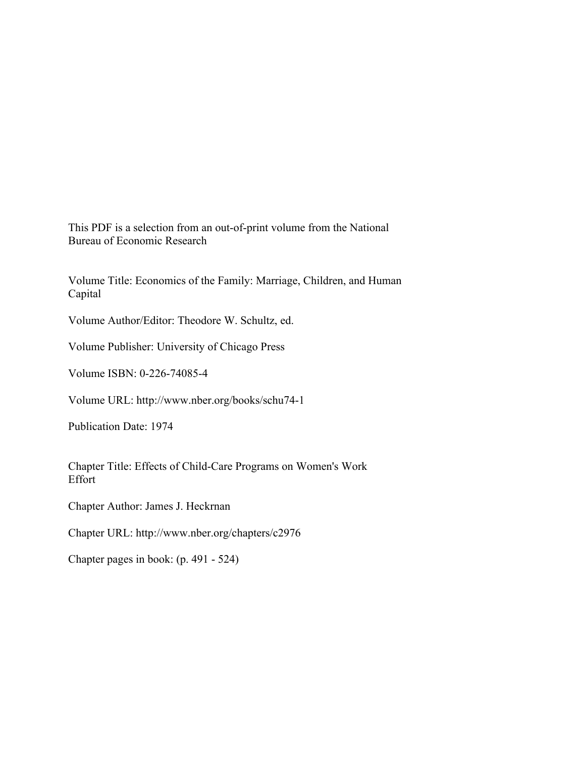This PDF is a selection from an out-of-print volume from the National Bureau of Economic Research

Volume Title: Economics of the Family: Marriage, Children, and Human Capital

Volume Author/Editor: Theodore W. Schultz, ed.

Volume Publisher: University of Chicago Press

Volume ISBN: 0-226-74085-4

Volume URL: http://www.nber.org/books/schu74-1

Publication Date: 1974

Chapter Title: Effects of Child-Care Programs on Women's Work Effort

Chapter Author: James J. Heckrnan

Chapter URL: http://www.nber.org/chapters/c2976

Chapter pages in book: (p. 491 - 524)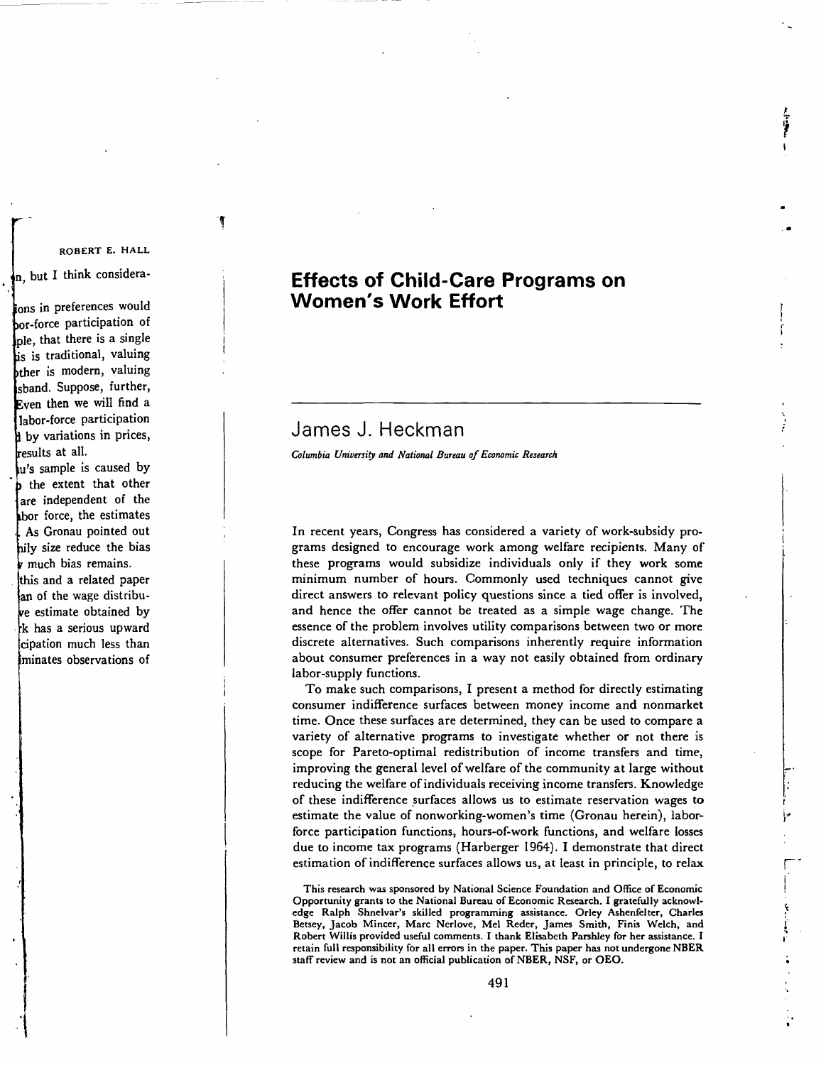# Effects of Child-Care Programs on Women's Work Effort

## James J. Heckman

*Columbia University and National Bureau of Economic Research*

In recent years, Congress has considered a variety of work-subsidy programs designed to encourage work among welfare recipients. Many of these programs would subsidize individuals only if they work some minimum number of hours. Commonly used techniques cannot give direct answers to relevant policy questions since a tied offer is involved, and hence the offer cannot be treated as a simple wage change. The essence of the problem involves utility comparisons between two or more discrete alternatives. Such comparisons inherently require information about consumer preferences in a way not easily obtained from ordinary labor-supply functions.

To make such comparisons, I present a method for directly estimating consumer indifference surfaces between money income and nonmarket time. Once these surfaces are determined, they can be used to compare a variety of alternative programs to investigate whether or not there is scope for Pareto-optimal redistribution of income transfers and time, improving the general level of welfare of the community at large without reducing the welfare of individuals receiving income transfers. Knowledge of these indifference surfaces allows us to estimate reservation wages to estimate the value of nonworking-women's time (Gronau herein), labor-force participation functions, hours-of-work functions, and welfare losses due to income tax programs (Harberger 1964). I demonstrate that direct estimation of indifference surfaces allows us, at least in principle, to relax

This research was sponsored by National Science Foundation and Office of Economic Opportunity grants to the National Bureau of Economic Research. I gratefully acknowledge Ralph Shnelvar's skilled programming assistance. Orley Ashenfelter, Charles Betsey, Jacob Mincer, Marc Nerlove, Mel Reder, James Smith, Finis Welch, and Robert Willis provided useful comments. I thank Elisabeth Parshley for her assistance. I retain full responsibility for all errors in the paper. This paper has not undergone NBER staff review and is not an official publication of NBER, NSF, or OEO.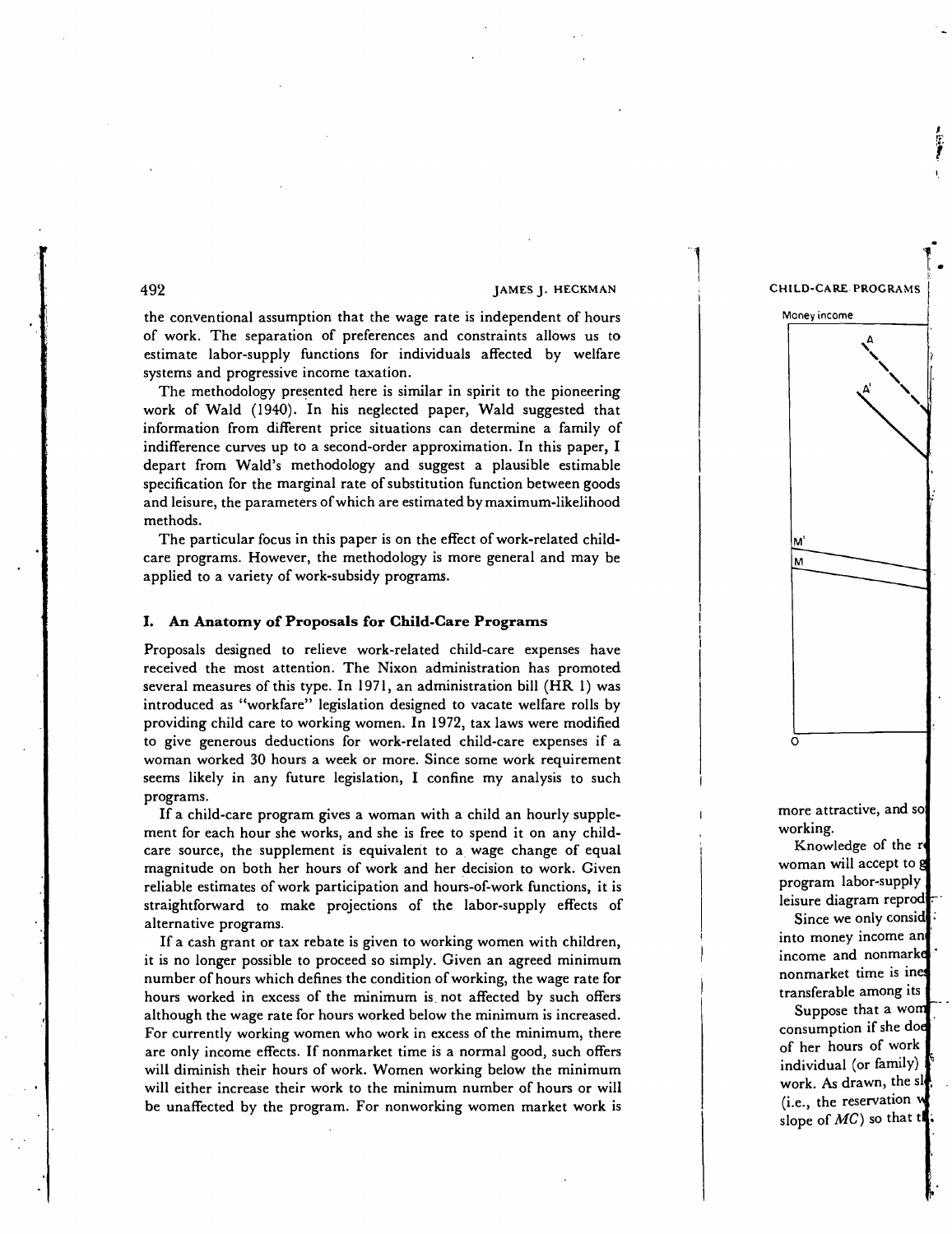the conventional assumption that the wage rate is independent of hours of work. The separation of preferences and constraints allows us to estimate labor-supply functions for individuals affected by welfare systems and progressive income taxation.

The methodology presented here is similar in spirit to the pioneering work of Wald (1940). In his neglected paper, Wald suggested that information from different price situations can determine a family of indifference curves up to a second-order approximation. In this paper, I depart from Wald's methodology and suggest a plausible estimable specification for the marginal rate of substitution function between goods and leisure, the parameters of which are estimated by maximum-likelihood methods.

The particular focus in this paper is on the effect of work-related child-care programs. However, the methodology is more general and may be applied to a variety of work-subsidy programs.

## I. An Anatomy of Proposals for Child-Care Programs

Proposals designed to relieve work-related child-care expenses have received the most attention. The Nixon administration has promoted several measures of this type. In 1971, an administration bill (HR 1) was introduced as "workfare" legislation designed to vacate welfare rolls by providing child care to working women. In 1972, tax laws were modified to give generous deductions for work-related child-care expenses if a woman worked 30 hours a week or more. Since some work requirement seems likely in any future legislation, I confine my analysis to such programs.

If a child-care program gives a woman with a child an hourly supplement for each hour she works, and she is free to spend it on any child-care source, the supplement is equivalent to a wage change of equal magnitude on both her hours of work and her decision to work. Given reliable estimates of work participation and hours-of-work functions, it is straightforward to make projections of the labor-supply effects of alternative programs.

If a cash grant or tax rebate is given to working women with children, it is no longer possible to proceed so simply. Given an agreed minimum number of hours which defines the condition of working, the wage rate for hours worked in excess of the minimum is not affected by such offers although the wage rate for hours worked below the minimum is increased. For currently working women who work in excess of the minimum, there are only income effects. If nonmarket time is a normal good, such offers will diminish their hours of work. Women working below the minimum will either increase their work to the minimum number of hours or will be unaffected by the program. For nonworking women market work is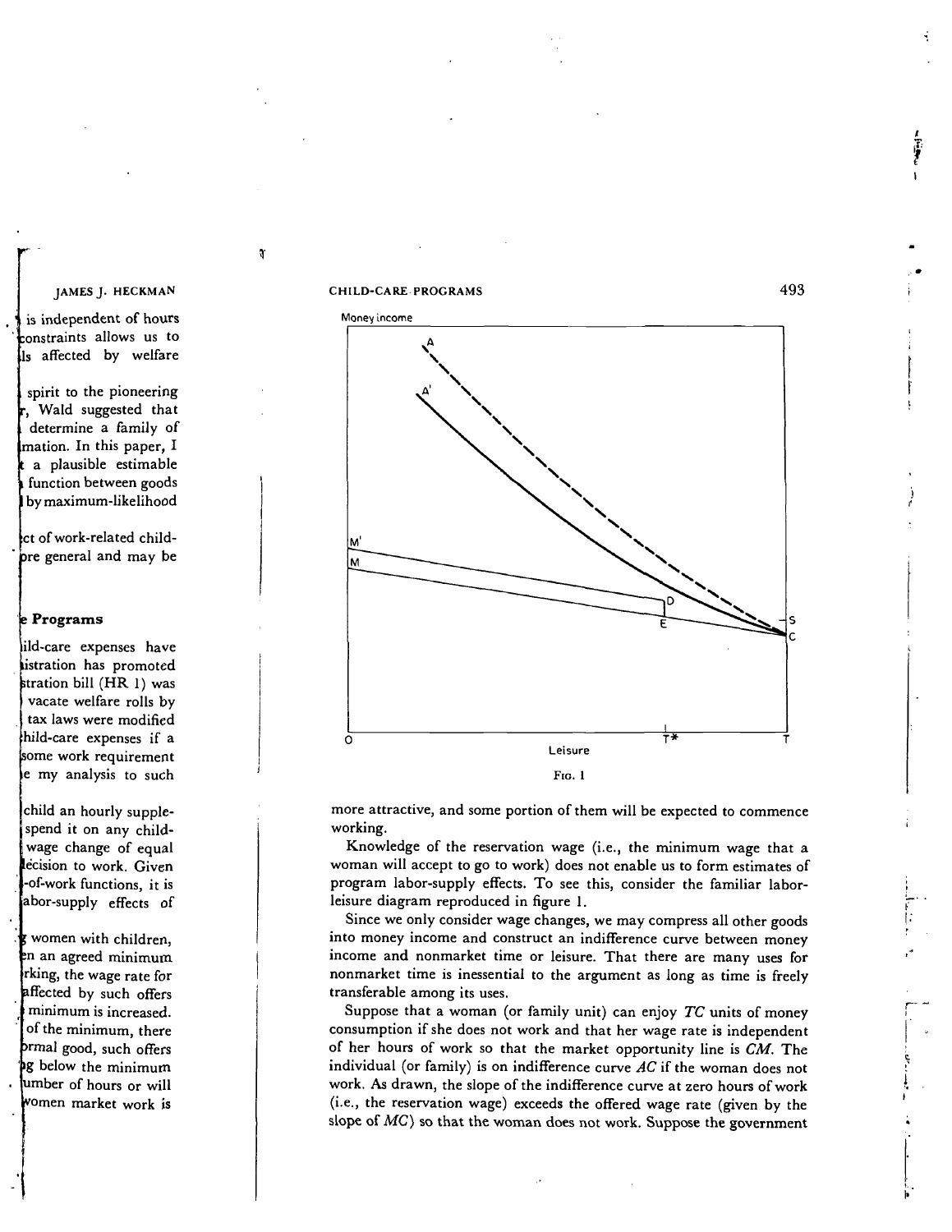Money income

A

A'

M'

M

D

E

S

C

O

T*

T

Leisure

Fig. 1

more attractive, and some portion of them will be expected to commence working.

Knowledge of the reservation wage (i.e., the minimum wage that a woman will accept to go to work) does not enable us to form estimates of program labor-supply effects. To see this, consider the familiar labor-leisure diagram reproduced in figure 1.

Since we only consider wage changes, we may compress all other goods into money income and construct an indifference curve between money income and nonmarket time or leisure. That there are many uses for nonmarket time is inessential to the argument as long as time is freely transferable among its uses.

Suppose that a woman (or family unit) can enjoy *TC* units of money consumption if she does not work and that her wage rate is independent of her hours of work so that the market opportunity line is *CM*. The individual (or family) is on indifference curve *AC* if the woman does not work. As drawn, the slope of the indifference curve at zero hours of work (i.e., the reservation wage) exceeds the offered wage rate (given by the slope of *MC*) so that the woman does not work. Suppose the government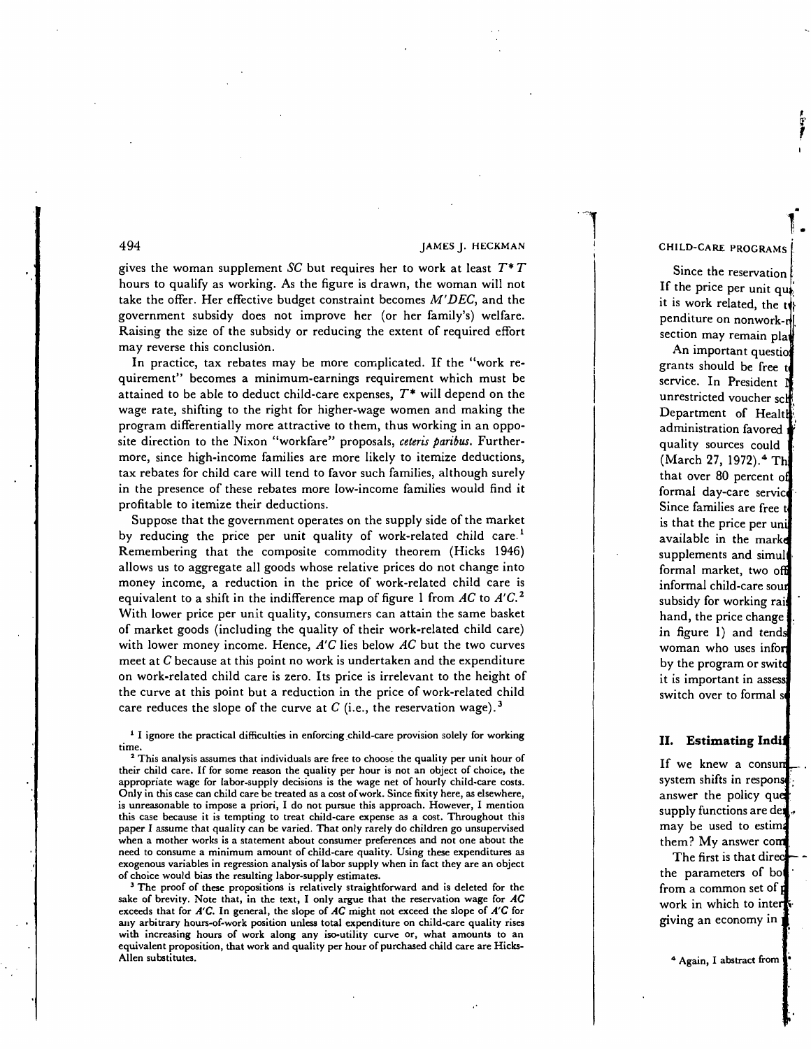gives the woman supplement $SC$ but requires her to work at least $T^*T$ hours to qualify as working. As the figure is drawn, the woman will not take the offer. Her effective budget constraint becomes $M'DEC$, and the government subsidy does not improve her (or her family's) welfare. Raising the size of the subsidy or reducing the extent of required effort may reverse this conclusion.

In practice, tax rebates may be more complicated. If the "work requirement" becomes a minimum-earnings requirement which must be attained to be able to deduct child-care expenses, $T^*$ will depend on the wage rate, shifting to the right for higher-wage women and making the program differentially more attractive to them, thus working in an opposite direction to the Nixon "workfare" proposals, *ceteris paribus*. Furthermore, since high-income families are more likely to itemize deductions, tax rebates for child care will tend to favor such families, although surely in the presence of these rebates more low-income families would find it profitable to itemize their deductions.

Suppose that the government operates on the supply side of the market by reducing the price per unit quality of work-related child care.[1] Remembering that the composite commodity theorem (Hicks 1946) allows us to aggregate all goods whose relative prices do not change into money income, a reduction in the price of work-related child care is equivalent to a shift in the indifference map of figure 1 from $AC$ to $A'C$.[2] With lower price per unit quality, consumers can attain the same basket of market goods (including the quality of their work-related child care) with lower money income. Hence, $A'C$ lies below $AC$ but the two curves meet at $C$ because at this point no work is undertaken and the expenditure on work-related child care is zero. Its price is irrelevant to the height of the curve at this point but a reduction in the price of work-related child care reduces the slope of the curve at $C$ (i.e., the reservation wage).[3]

[1] I ignore the practical difficulties in enforcing child-care provision solely for working time.

[2] This analysis assumes that individuals are free to choose the quality per unit hour of their child care. If for some reason the quality per hour is not an object of choice, the appropriate wage for labor-supply decisions is the wage net of hourly child-care costs. Only in this case can child care be treated as a cost of work. Since fixity here, as elsewhere, is unreasonable to impose a priori, I do not pursue this approach. However, I mention this case because it is tempting to treat child-care expense as a cost. Throughout this paper I assume that quality can be varied. That only rarely do children go unsupervised when a mother works is a statement about consumer preferences and not one about the need to consume a minimum amount of child-care quality. Using these expenditures as exogenous variables in regression analysis of labor supply when in fact they are an object of choice would bias the resulting labor-supply estimates.

[3] The proof of these propositions is relatively straightforward and is deleted for the sake of brevity. Note that, in the text, I only argue that the reservation wage for $AC$ exceeds that for $A'C$. In general, the slope of $AC$ might not exceed the slope of $A'C$ for any arbitrary hours-of-work position unless total expenditure on child-care quality rises with increasing hours of work along any iso-utility curve or, what amounts to an equivalent proposition, that work and quality per hour of purchased child care are Hicks-Allen substitutes.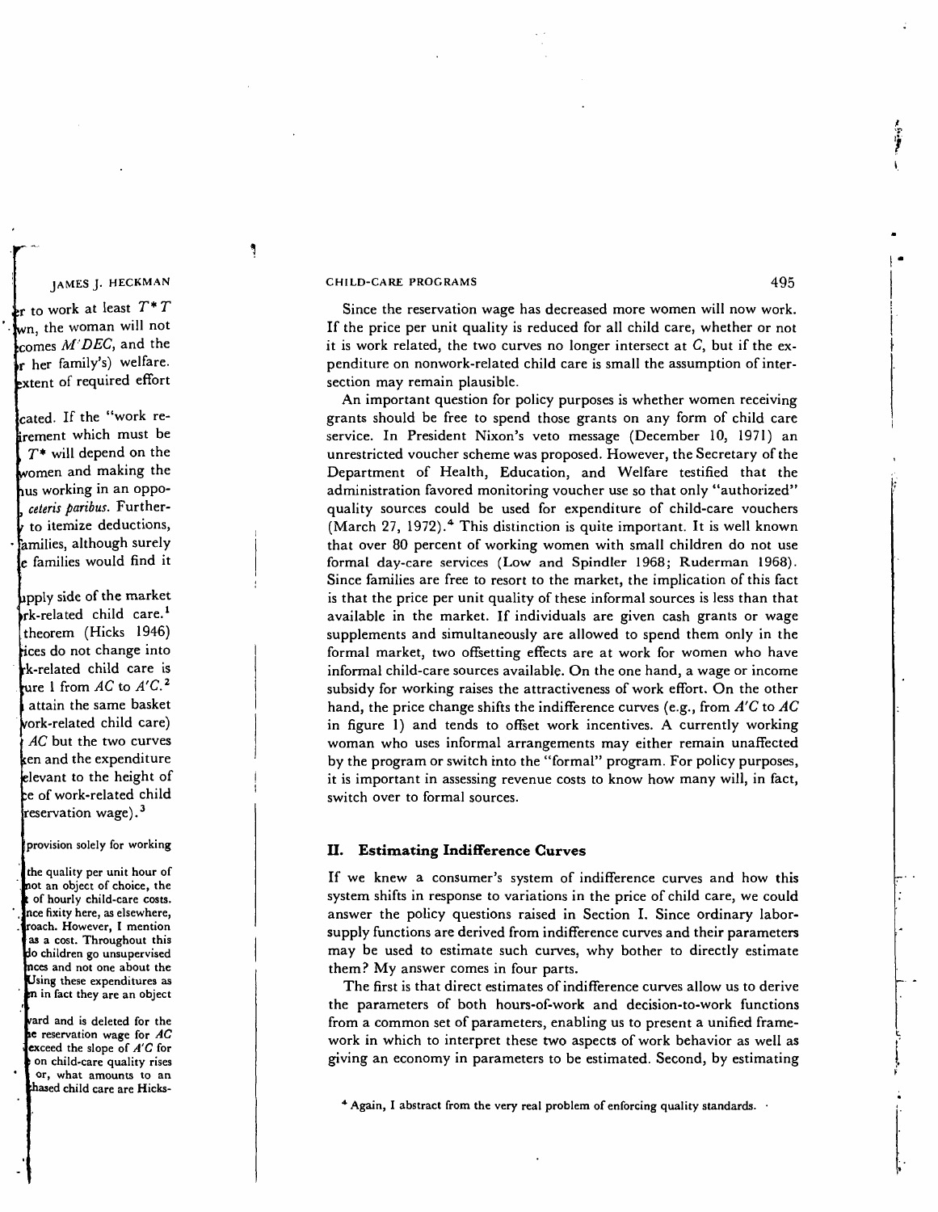Since the reservation wage has decreased more women will now work. If the price per unit quality is reduced for all child care, whether or not it is work related, the two curves no longer intersect at $C$, but if the expenditure on nonwork-related child care is small the assumption of intersection may remain plausible.

An important question for policy purposes is whether women receiving grants should be free to spend those grants on any form of child care service. In President Nixon's veto message (December 10, 1971) an unrestricted voucher scheme was proposed. However, the Secretary of the Department of Health, Education, and Welfare testified that the administration favored monitoring voucher use so that only "authorized" quality sources could be used for expenditure of child-care vouchers (March 27, 1972).[4] This distinction is quite important. It is well known that over 80 percent of working women with small children do not use formal day-care services (Low and Spindler 1968; Ruderman 1968). Since families are free to resort to the market, the implication of this fact is that the price per unit quality of these informal sources is less than that available in the market. If individuals are given cash grants or wage supplements and simultaneously are allowed to spend them only in the formal market, two offsetting effects are at work for women who have informal child-care sources available. On the one hand, a wage or income subsidy for working raises the attractiveness of work effort. On the other hand, the price change shifts the indifference curves (e.g., from $A'C$ to $AC$ in figure 1) and tends to offset work incentives. A currently working woman who uses informal arrangements may either remain unaffected by the program or switch into the "formal" program. For policy purposes, it is important in assessing revenue costs to know how many will, in fact, switch over to formal sources.

## II. Estimating Indifference Curves

If we knew a consumer's system of indifference curves and how this system shifts in response to variations in the price of child care, we could answer the policy questions raised in Section I. Since ordinary labor-supply functions are derived from indifference curves and their parameters may be used to estimate such curves, why bother to directly estimate them? My answer comes in four parts.

The first is that direct estimates of indifference curves allow us to derive the parameters of both hours-of-work and decision-to-work functions from a common set of parameters, enabling us to present a unified framework in which to interpret these two aspects of work behavior as well as giving an economy in parameters to be estimated. Second, by estimating

[4] Again, I abstract from the very real problem of enforcing quality standards.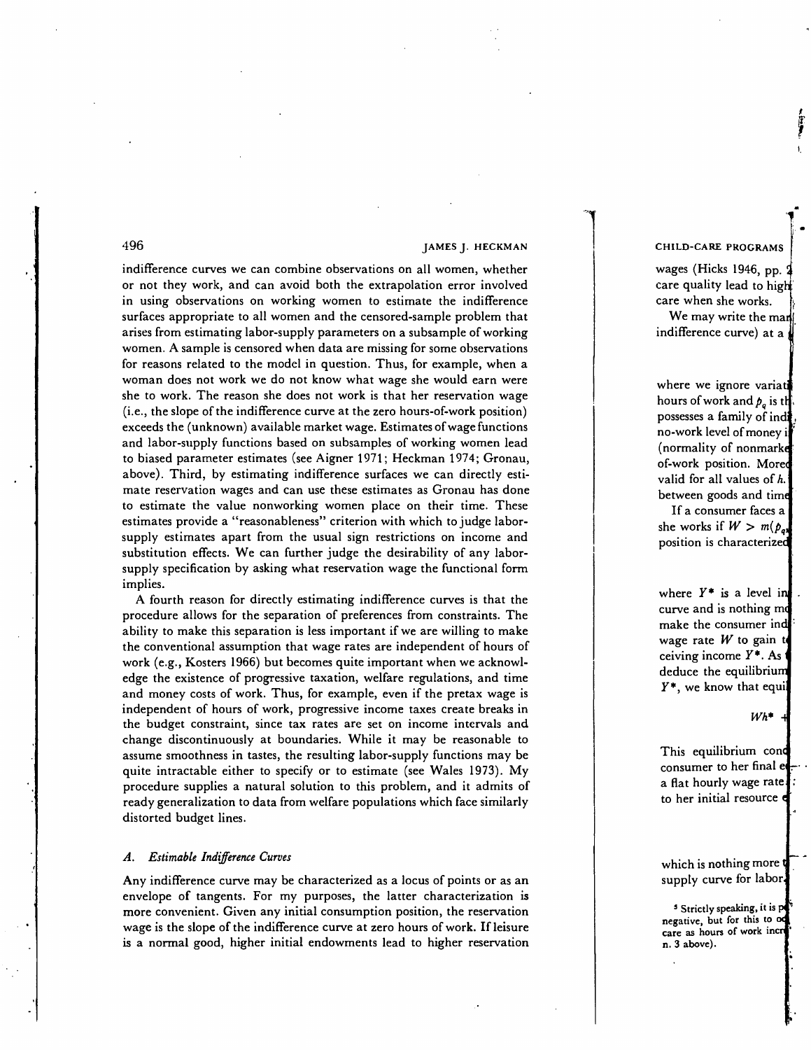indifference curves we can combine observations on all women, whether or not they work, and can avoid both the extrapolation error involved in using observations on working women to estimate the indifference surfaces appropriate to all women and the censored-sample problem that arises from estimating labor-supply parameters on a subsample of working women. A sample is censored when data are missing for some observations for reasons related to the model in question. Thus, for example, when a woman does not work we do not know what wage she would earn were she to work. The reason she does not work is that her reservation wage (i.e., the slope of the indifference curve at the zero hours-of-work position) exceeds the (unknown) available market wage. Estimates of wage functions and labor-supply functions based on subsamples of working women lead to biased parameter estimates (see Aigner 1971; Heckman 1974; Gronau, above). Third, by estimating indifference surfaces we can directly estimate reservation wages and can use these estimates as Gronau has done to estimate the value nonworking women place on their time. These estimates provide a "reasonableness" criterion with which to judge labor-supply estimates apart from the usual sign restrictions on income and substitution effects. We can further judge the desirability of any labor-supply specification by asking what reservation wage the functional form implies.

A fourth reason for directly estimating indifference curves is that the procedure allows for the separation of preferences from constraints. The ability to make this separation is less important if we are willing to make the conventional assumption that wage rates are independent of hours of work (e.g., Kosters 1966) but becomes quite important when we acknowledge the existence of progressive taxation, welfare regulations, and time and money costs of work. Thus, for example, even if the pretax wage is independent of hours of work, progressive income taxes create breaks in the budget constraint, since tax rates are set on income intervals and change discontinuously at boundaries. While it may be reasonable to assume smoothness in tastes, the resulting labor-supply functions may be quite intractable either to specify or to estimate (see Wales 1973). My procedure supplies a natural solution to this problem, and it admits of ready generalization to data from welfare populations which face similarly distorted budget lines.

### A. *Estimable Indifference Curves*

Any indifference curve may be characterized as a locus of points or as an envelope of tangents. For my purposes, the latter characterization is more convenient. Given any initial consumption position, the reservation wage is the slope of the indifference curve at zero hours of work. If leisure is a normal good, higher initial endowments lead to higher reservation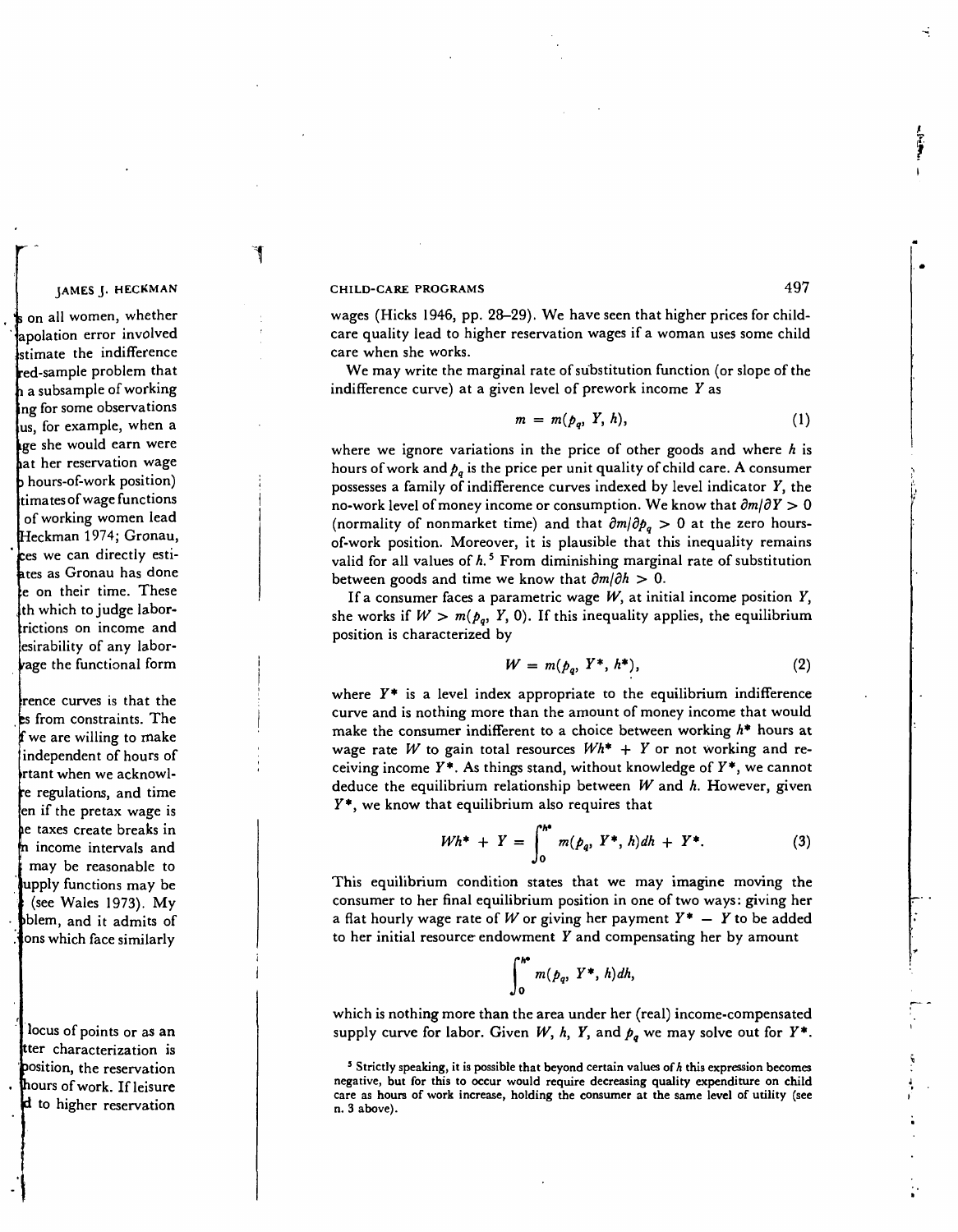wages (Hicks 1946, pp. 28–29). We have seen that higher prices for child-care quality lead to higher reservation wages if a woman uses some child care when she works.

We may write the marginal rate of substitution function (or slope of the indifference curve) at a given level of prework income $Y$ as

$$m = m(p_q, Y, h), \tag{1}$$

where we ignore variations in the price of other goods and where $h$ is hours of work and $p_q$ is the price per unit quality of child care. A consumer possesses a family of indifference curves indexed by level indicator $Y$, the no-work level of money income or consumption. We know that $\partial m/\partial Y > 0$ (normality of nonmarket time) and that $\partial m/\partial p_q > 0$ at the zero hours-of-work position. Moreover, it is plausible that this inequality remains valid for all values of $h$.[5] From diminishing marginal rate of substitution between goods and time we know that $\partial m/\partial h > 0$.

If a consumer faces a parametric wage $W$, at initial income position $Y$, she works if $W > m(p_q, Y, 0)$. If this inequality applies, the equilibrium position is characterized by

$$W = m(p_q, Y^*, h^*), \tag{2}$$

where $Y^*$ is a level index appropriate to the equilibrium indifference curve and is nothing more than the amount of money income that would make the consumer indifferent to a choice between working $h^*$ hours at wage rate $W$ to gain total resources $Wh^* + Y$ or not working and receiving income $Y^*$. As things stand, without knowledge of $Y^*$, we cannot deduce the equilibrium relationship between $W$ and $h$. However, given $Y^*$, we know that equilibrium also requires that

$$Wh^* + Y = \int_0^{h^*} m(p_q, Y^*, h)dh + Y^*. \tag{3}$$

This equilibrium condition states that we may imagine moving the consumer to her final equilibrium position in one of two ways: giving her a flat hourly wage rate of $W$ or giving her payment $Y^* - Y$ to be added to her initial resource endowment $Y$ and compensating her by amount

$$\int_0^{h^*} m(p_q, Y^*, h)dh,$$

which is nothing more than the area under her (real) income-compensated supply curve for labor. Given $W$, $h$, $Y$, and $p_q$ we may solve out for $Y^*$.

[5] Strictly speaking, it is possible that beyond certain values of $h$ this expression becomes negative, but for this to occur would require decreasing quality expenditure on child care as hours of work increase, holding the consumer at the same level of utility (see n. 3 above).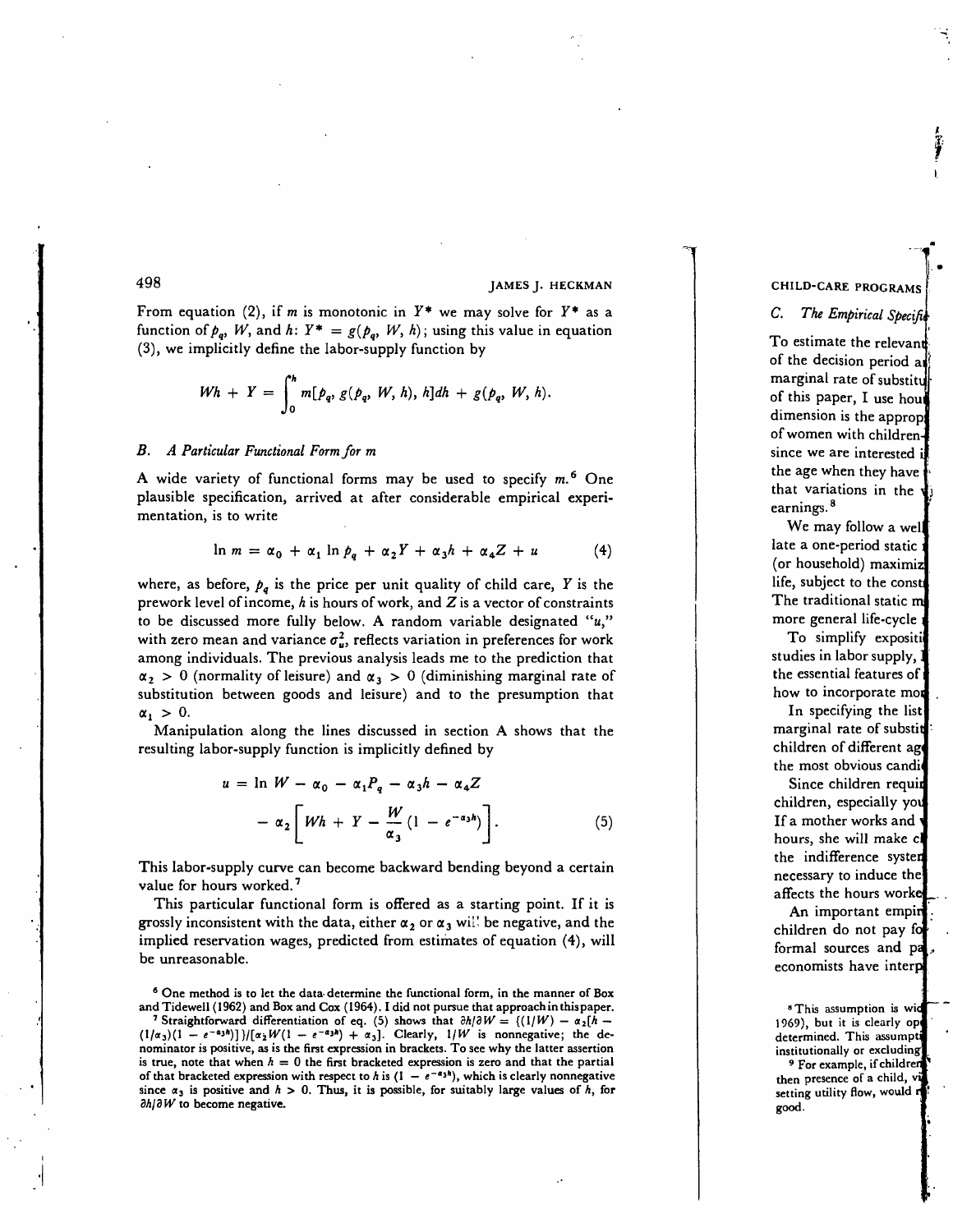From equation (2), if $m$ is monotonic in $Y^*$ we may solve for $Y^*$ as a function of $p_q$, $W$, and $h$: $Y^* = g(p_q, W, h)$; using this value in equation (3), we implicitly define the labor-supply function by

$$Wh + Y = \int_0^h m[p_q, g(p_q, W, h), h]dh + g(p_q, W, h).$$

### B. *A Particular Functional Form for m*

A wide variety of functional forms may be used to specify $m$.[6] One plausible specification, arrived at after considerable empirical experimentation, is to write

$$\ln m = \alpha_0 + \alpha_1 \ln p_q + \alpha_2 Y + \alpha_3 h + \alpha_4 Z + u \tag{4}$$

where, as before, $p_q$ is the price per unit quality of child care, $Y$ is the prework level of income, $h$ is hours of work, and $Z$ is a vector of constraints to be discussed more fully below. A random variable designated "$u$," with zero mean and variance $\sigma_u^2$, reflects variation in preferences for work among individuals. The previous analysis leads me to the prediction that $\alpha_2 > 0$ (normality of leisure) and $\alpha_3 > 0$ (diminishing marginal rate of substitution between goods and leisure) and to the presumption that $\alpha_1 > 0$.

Manipulation along the lines discussed in section A shows that the resulting labor-supply function is implicitly defined by

$$u = \ln W - \alpha_0 - \alpha_1 P_q - \alpha_3 h - \alpha_4 Z - \alpha_2 \left[ Wh + Y - \frac{W}{\alpha_3}(1 - e^{-\alpha_3 h}) \right]. \tag{5}$$

This labor-supply curve can become backward bending beyond a certain value for hours worked.[7]

This particular functional form is offered as a starting point. If it is grossly inconsistent with the data, either $\alpha_2$ or $\alpha_3$ will be negative, and the implied reservation wages, predicted from estimates of equation (4), will be unreasonable.

[6] One method is to let the data determine the functional form, in the manner of Box and Tidewell (1962) and Box and Cox (1964). I did not pursue that approach in this paper.

[7] Straightforward differentiation of eq. (5) shows that $\partial h/\partial W = \{(1/W) - \alpha_2[h - (1/\alpha_3)(1 - e^{-\alpha_3 h})]\}/[\alpha_2 W(1 - e^{-\alpha_3 h}) + \alpha_3]$. Clearly, $1/W$ is nonnegative; the denominator is positive, as is the first expression in brackets. To see why the latter assertion is true, note that when $h = 0$ the first bracketed expression is zero and that the partial of that bracketed expression with respect to $h$ is $(1 - e^{-\alpha_3 h})$, which is clearly nonnegative since $\alpha_3$ is positive and $h > 0$. Thus, it is possible, for suitably large values of $h$, for $\partial h/\partial W$ to become negative.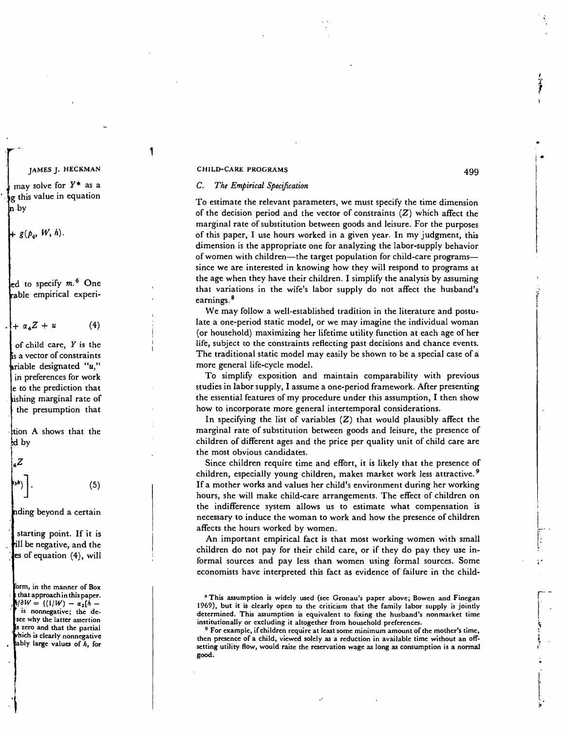### C. The Empirical Specification

To estimate the relevant parameters, we must specify the time dimension of the decision period and the vector of constraints ($Z$) which affect the marginal rate of substitution between goods and leisure. For the purposes of this paper, I use hours worked in a given year. In my judgment, this dimension is the appropriate one for analyzing the labor-supply behavior of women with children—the target population for child-care programs—since we are interested in knowing how they will respond to programs at the age when they have their children. I simplify the analysis by assuming that variations in the wife's labor supply do not affect the husband's earnings.[8]

We may follow a well-established tradition in the literature and postulate a one-period static model, or we may imagine the individual woman (or household) maximizing her lifetime utility function at each age of her life, subject to the constraints reflecting past decisions and chance events. The traditional static model may easily be shown to be a special case of a more general life-cycle model.

To simplify exposition and maintain comparability with previous studies in labor supply, I assume a one-period framework. After presenting the essential features of my procedure under this assumption, I then show how to incorporate more general intertemporal considerations.

In specifying the list of variables ($Z$) that would plausibly affect the marginal rate of substitution between goods and leisure, the presence of children of different ages and the price per quality unit of child care are the most obvious candidates.

Since children require time and effort, it is likely that the presence of children, especially young children, makes market work less attractive.[9] If a mother works and values her child's environment during her working hours, she will make child-care arrangements. The effect of children on the indifference system allows us to estimate what compensation is necessary to induce the woman to work and how the presence of children affects the hours worked by women.

An important empirical fact is that most working women with small children do not pay for their child care, or if they do pay they use informal sources and pay less than women using formal sources. Some economists have interpreted this fact as evidence of failure in the child-

[8] This assumption is widely used (see Gronau's paper above; Bowen and Finegan 1969), but it is clearly open to the criticism that the family labor supply is jointly determined. This assumption is equivalent to fixing the husband's nonmarket time institutionally or excluding it altogether from household preferences.

[9] For example, if children require at least some minimum amount of the mother's time, then presence of a child, viewed solely as a reduction in available time without an offsetting utility flow, would raise the reservation wage as long as consumption is a normal good.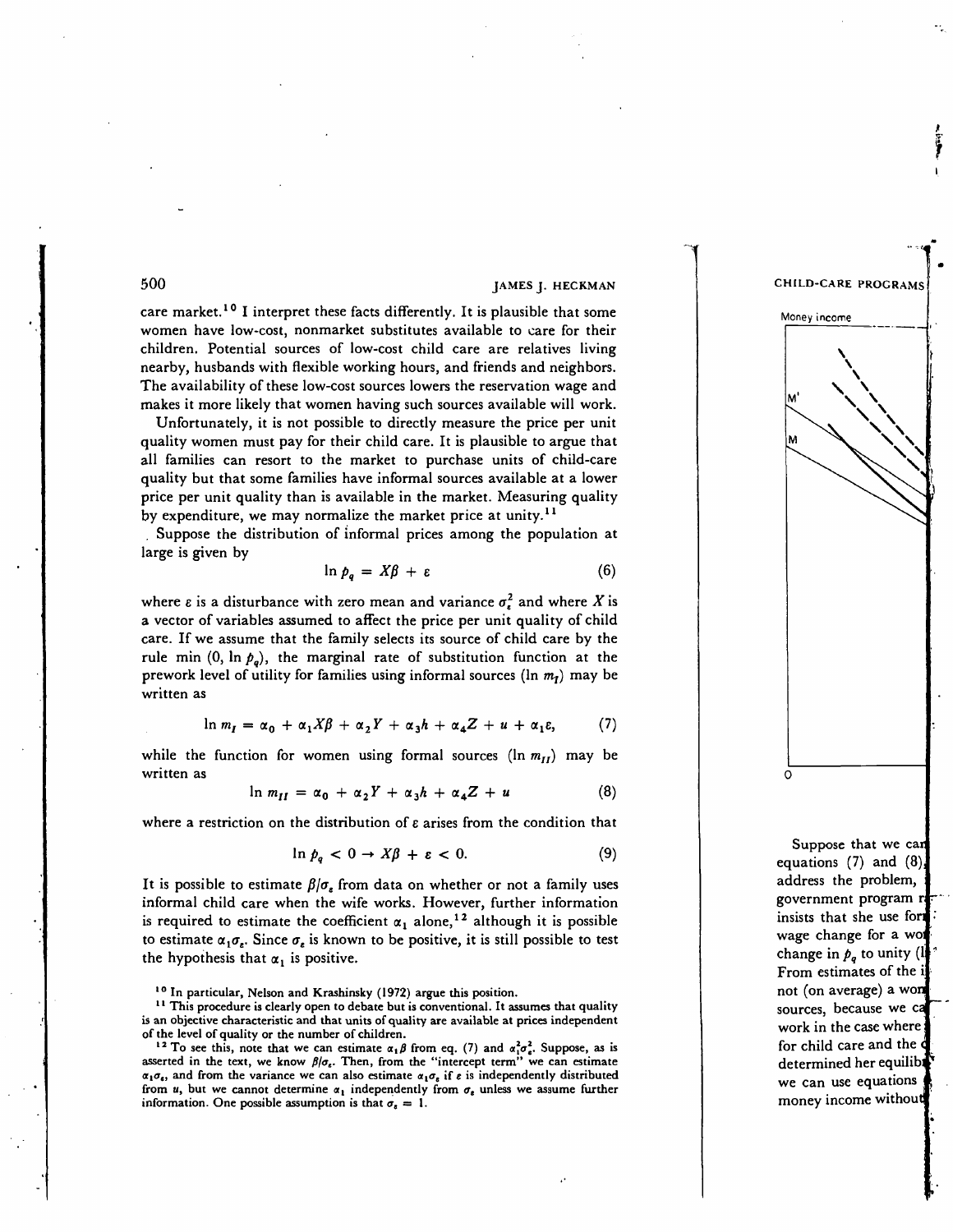care market.[10] I interpret these facts differently. It is plausible that some women have low-cost, nonmarket substitutes available to care for their children. Potential sources of low-cost child care are relatives living nearby, husbands with flexible working hours, and friends and neighbors. The availability of these low-cost sources lowers the reservation wage and makes it more likely that women having such sources available will work.

Unfortunately, it is not possible to directly measure the price per unit quality women must pay for their child care. It is plausible to argue that all families can resort to the market to purchase units of child-care quality but that some families have informal sources available at a lower price per unit quality than is available in the market. Measuring quality by expenditure, we may normalize the market price at unity.[11]

Suppose the distribution of informal prices among the population at large is given by

$$\ln p_q = X\beta + \varepsilon \tag{6}$$

where $\varepsilon$ is a disturbance with zero mean and variance $\sigma_\varepsilon^2$ and where $X$ is a vector of variables assumed to affect the price per unit quality of child care. If we assume that the family selects its source of child care by the rule min $(0, \ln p_q)$, the marginal rate of substitution function at the prework level of utility for families using informal sources ($\ln m_I$) may be written as

$$\ln m_I = \alpha_0 + \alpha_1 X\beta + \alpha_2 Y + \alpha_3 h + \alpha_4 Z + u + \alpha_1 \varepsilon, \tag{7}$$

while the function for women using formal sources ($\ln m_{II}$) may be written as

$$\ln m_{II} = \alpha_0 + \alpha_2 Y + \alpha_3 h + \alpha_4 Z + u \tag{8}$$

where a restriction on the distribution of $\varepsilon$ arises from the condition that

$$\ln p_q < 0 \rightarrow X\beta + \varepsilon < 0. \tag{9}$$

It is possible to estimate $\beta/\sigma_\varepsilon$ from data on whether or not a family uses informal child care when the wife works. However, further information is required to estimate the coefficient $\alpha_1$ alone,[12] although it is possible to estimate $\alpha_1\sigma_\varepsilon$. Since $\sigma_\varepsilon$ is known to be positive, it is still possible to test the hypothesis that $\alpha_1$ is positive.

[10] In particular, Nelson and Krashinsky (1972) argue this position.

[11] This procedure is clearly open to debate but is conventional. It assumes that quality is an objective characteristic and that units of quality are available at prices independent of the level of quality or the number of children.

[12] To see this, note that we can estimate $\alpha_1\beta$ from eq. (7) and $\alpha_1^2\sigma_\varepsilon^2$. Suppose, as is asserted in the text, we know $\beta/\sigma_\varepsilon$. Then, from the "intercept term" we can estimate $\alpha_1\sigma_\varepsilon$, and from the variance we can also estimate $\alpha_1\sigma_\varepsilon$ if $\varepsilon$ is independently distributed from $u$, but we cannot determine $\alpha_1$ independently from $\sigma_\varepsilon$ unless we assume further information. One possible assumption is that $\sigma_\varepsilon = 1$.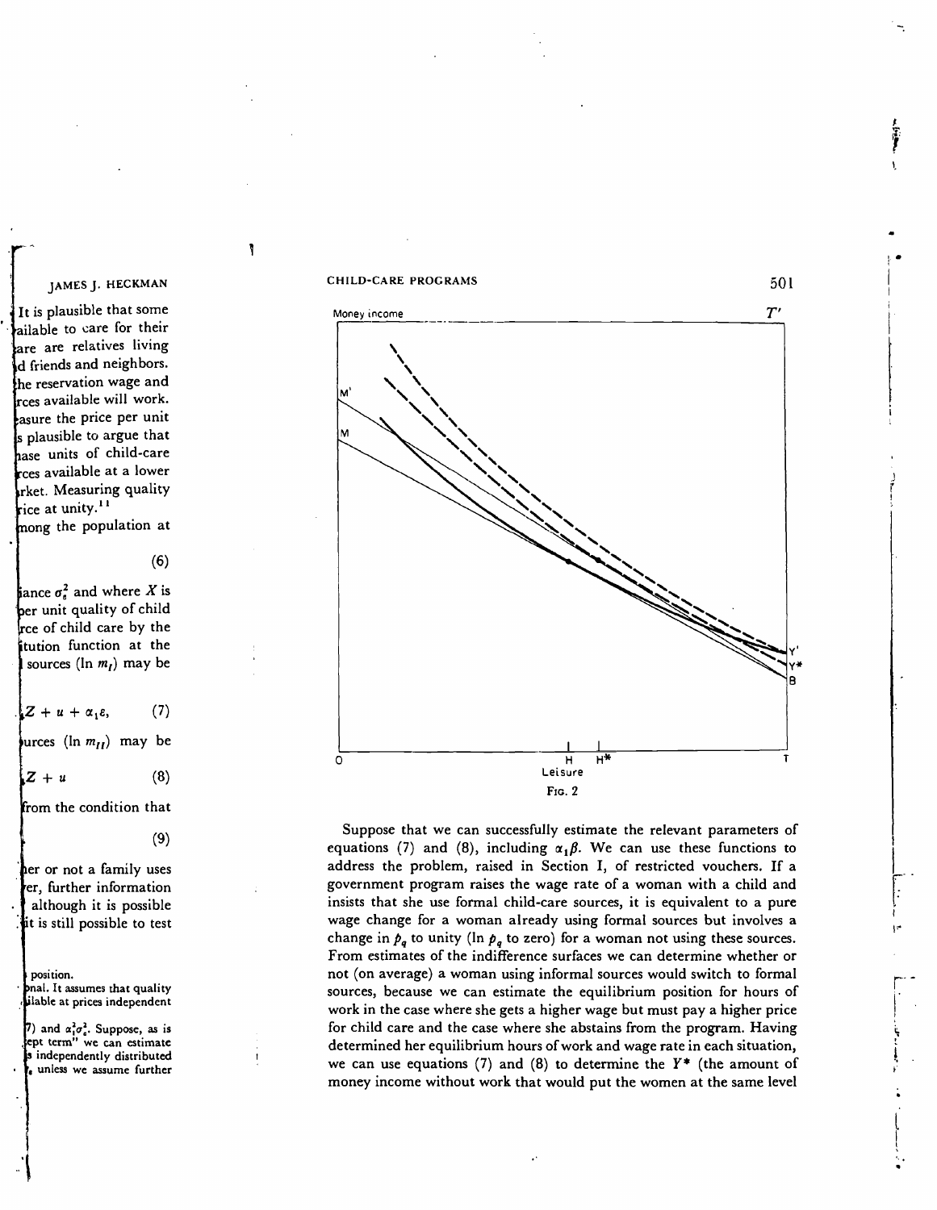Money income

$T'$

M'

M

Y'

Y*

B

O

H

H*

T

Leisure

Fig. 2

Suppose that we can successfully estimate the relevant parameters of equations (7) and (8), including $\alpha_1\beta$. We can use these functions to address the problem, raised in Section I, of restricted vouchers. If a government program raises the wage rate of a woman with a child and insists that she use formal child-care sources, it is equivalent to a pure wage change for a woman already using formal sources but involves a change in $p_q$ to unity ($\ln p_q$ to zero) for a woman not using these sources. From estimates of the indifference surfaces we can determine whether or not (on average) a woman using informal sources would switch to formal sources, because we can estimate the equilibrium position for hours of work in the case where she gets a higher wage but must pay a higher price for child care and the case where she abstains from the program. Having determined her equilibrium hours of work and wage rate in each situation, we can use equations (7) and (8) to determine the $Y^*$ (the amount of money income without work that would put the women at the same level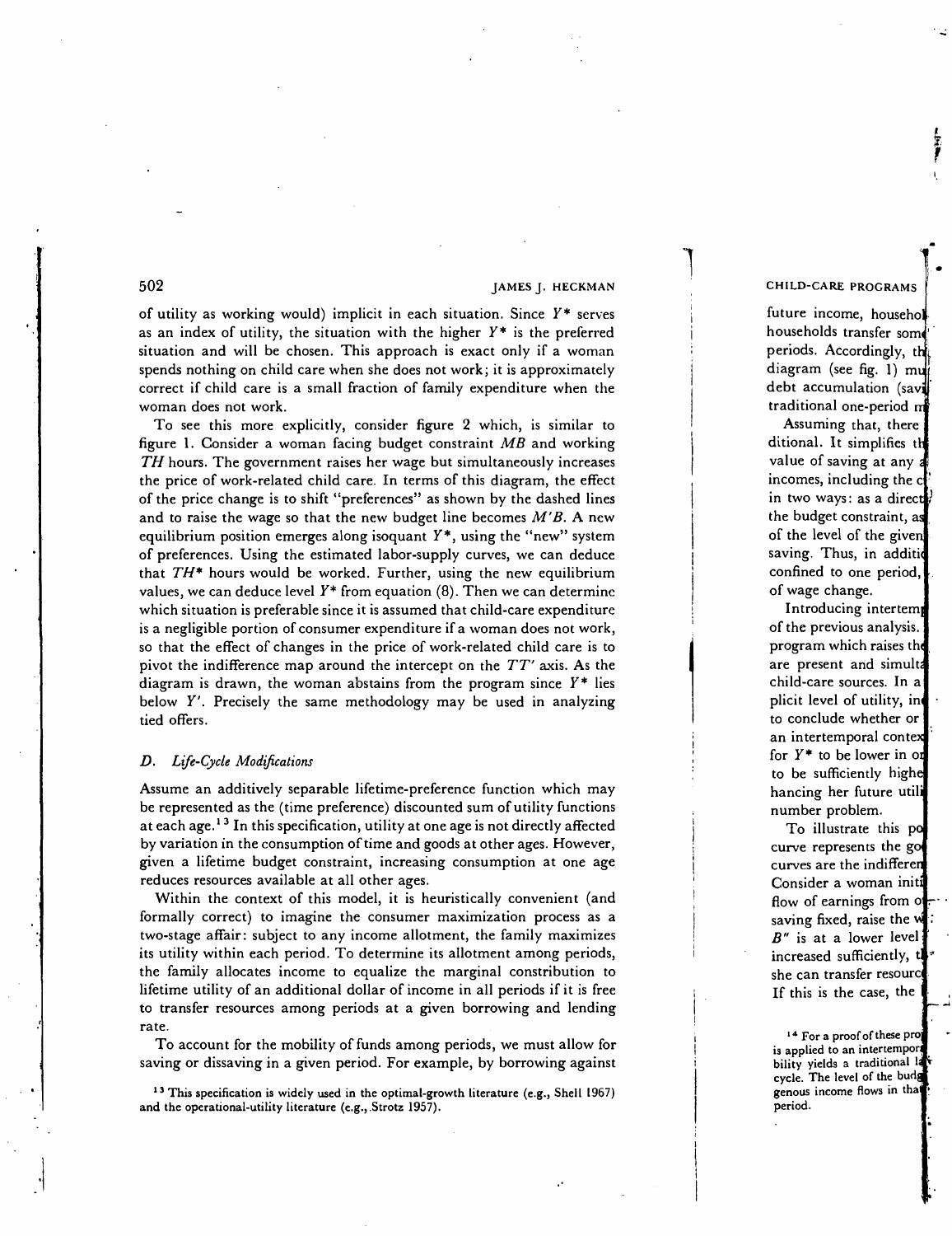of utility as working would) implicit in each situation. Since $Y^*$ serves as an index of utility, the situation with the higher $Y^*$ is the preferred situation and will be chosen. This approach is exact only if a woman spends nothing on child care when she does not work; it is approximately correct if child care is a small fraction of family expenditure when the woman does not work.

To see this more explicitly, consider figure 2 which, is similar to figure 1. Consider a woman facing budget constraint $MB$ and working $TH$ hours. The government raises her wage but simultaneously increases the price of work-related child care. In terms of this diagram, the effect of the price change is to shift "preferences" as shown by the dashed lines and to raise the wage so that the new budget line becomes $M'B$. A new equilibrium position emerges along isoquant $Y^*$, using the "new" system of preferences. Using the estimated labor-supply curves, we can deduce that $TH^*$ hours would be worked. Further, using the new equilibrium values, we can deduce level $Y^*$ from equation (8). Then we can determine which situation is preferable since it is assumed that child-care expenditure is a negligible portion of consumer expenditure if a woman does not work, so that the effect of changes in the price of work-related child care is to pivot the indifference map around the intercept on the $TT'$ axis. As the diagram is drawn, the woman abstains from the program since $Y^*$ lies below $Y'$. Precisely the same methodology may be used in analyzing tied offers.

### D. *Life-Cycle Modifications*

Assume an additively separable lifetime-preference function which may be represented as the (time preference) discounted sum of utility functions at each age.[13] In this specification, utility at one age is not directly affected by variation in the consumption of time and goods at other ages. However, given a lifetime budget constraint, increasing consumption at one age reduces resources available at all other ages.

Within the context of this model, it is heuristically convenient (and formally correct) to imagine the consumer maximization process as a two-stage affair: subject to any income allotment, the family maximizes its utility within each period. To determine its allotment among periods, the family allocates income to equalize the marginal constribution to lifetime utility of an additional dollar of income in all periods if it is free to transfer resources among periods at a given borrowing and lending rate.

To account for the mobility of funds among periods, we must allow for saving or dissaving in a given period. For example, by borrowing against

[13] This specification is widely used in the optimal-growth literature (e.g., Shell 1967) and the operational-utility literature (e.g., Strotz 1957).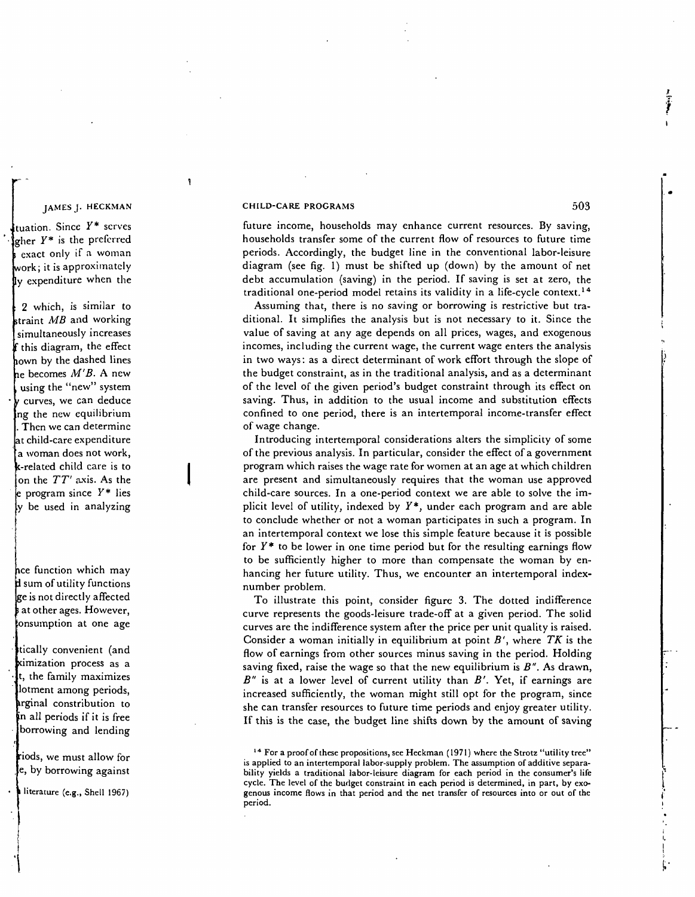future income, households may enhance current resources. By saving, households transfer some of the current flow of resources to future time periods. Accordingly, the budget line in the conventional labor-leisure diagram (see fig. 1) must be shifted up (down) by the amount of net debt accumulation (saving) in the period. If saving is set at zero, the traditional one-period model retains its validity in a life-cycle context.[14]

Assuming that, there is no saving or borrowing is restrictive but traditional. It simplifies the analysis but is not necessary to it. Since the value of saving at any age depends on all prices, wages, and exogenous incomes, including the current wage, the current wage enters the analysis in two ways: as a direct determinant of work effort through the slope of the budget constraint, as in the traditional analysis, and as a determinant of the level of the given period's budget constraint through its effect on saving. Thus, in addition to the usual income and substitution effects confined to one period, there is an intertemporal income-transfer effect of wage change.

Introducing intertemporal considerations alters the simplicity of some of the previous analysis. In particular, consider the effect of a government program which raises the wage rate for women at an age at which children are present and simultaneously requires that the woman use approved child-care sources. In a one-period context we are able to solve the implicit level of utility, indexed by $Y^*$, under each program and are able to conclude whether or not a woman participates in such a program. In an intertemporal context we lose this simple feature because it is possible for $Y^*$ to be lower in one time period but for the resulting earnings flow to be sufficiently higher to more than compensate the woman by enhancing her future utility. Thus, we encounter an intertemporal index-number problem.

To illustrate this point, consider figure 3. The dotted indifference curve represents the goods-leisure trade-off at a given period. The solid curves are the indifference system after the price per unit quality is raised. Consider a woman initially in equilibrium at point $B'$, where $TK$ is the flow of earnings from other sources minus saving in the period. Holding saving fixed, raise the wage so that the new equilibrium is $B''$. As drawn, $B''$ is at a lower level of current utility than $B'$. Yet, if earnings are increased sufficiently, the woman might still opt for the program, since she can transfer resources to future time periods and enjoy greater utility. If this is the case, the budget line shifts down by the amount of saving

[14] For a proof of these propositions, see Heckman (1971) where the Strotz "utility tree" is applied to an intertemporal labor-supply problem. The assumption of additive separability yields a traditional labor-leisure diagram for each period in the consumer's life cycle. The level of the budget constraint in each period is determined, in part, by exogenous income flows in that period and the net transfer of resources into or out of the period.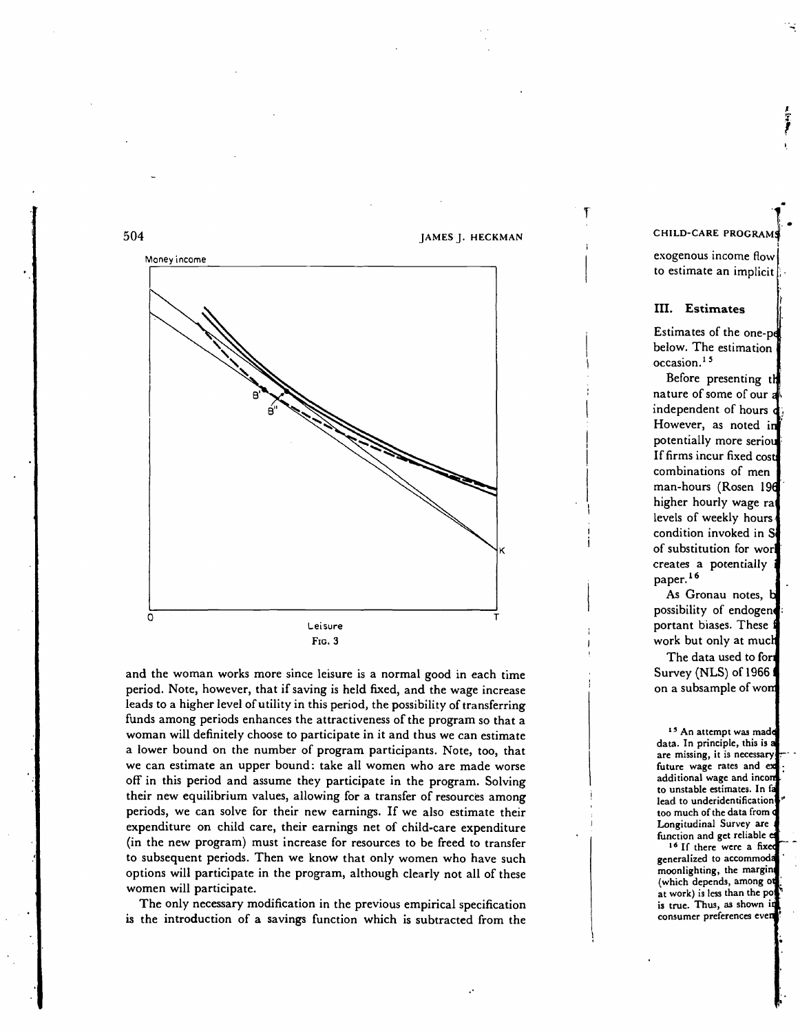Money income

B'

B''

K

O

Leisure

T

FIG. 3

and the woman works more since leisure is a normal good in each time period. Note, however, that if saving is held fixed, and the wage increase leads to a higher level of utility in this period, the possibility of transferring funds among periods enhances the attractiveness of the program so that a woman will definitely choose to participate in it and thus we can estimate a lower bound on the number of program participants. Note, too, that we can estimate an upper bound: take all women who are made worse off in this period and assume they participate in the program. Solving their new equilibrium values, allowing for a transfer of resources among periods, we can solve for their new earnings. If we also estimate their expenditure on child care, their earnings net of child-care expenditure (in the new program) must increase for resources to be freed to transfer to subsequent periods. Then we know that only women who have such options will participate in the program, although clearly not all of these women will participate.

The only necessary modification in the previous empirical specification is the introduction of a savings function which is subtracted from the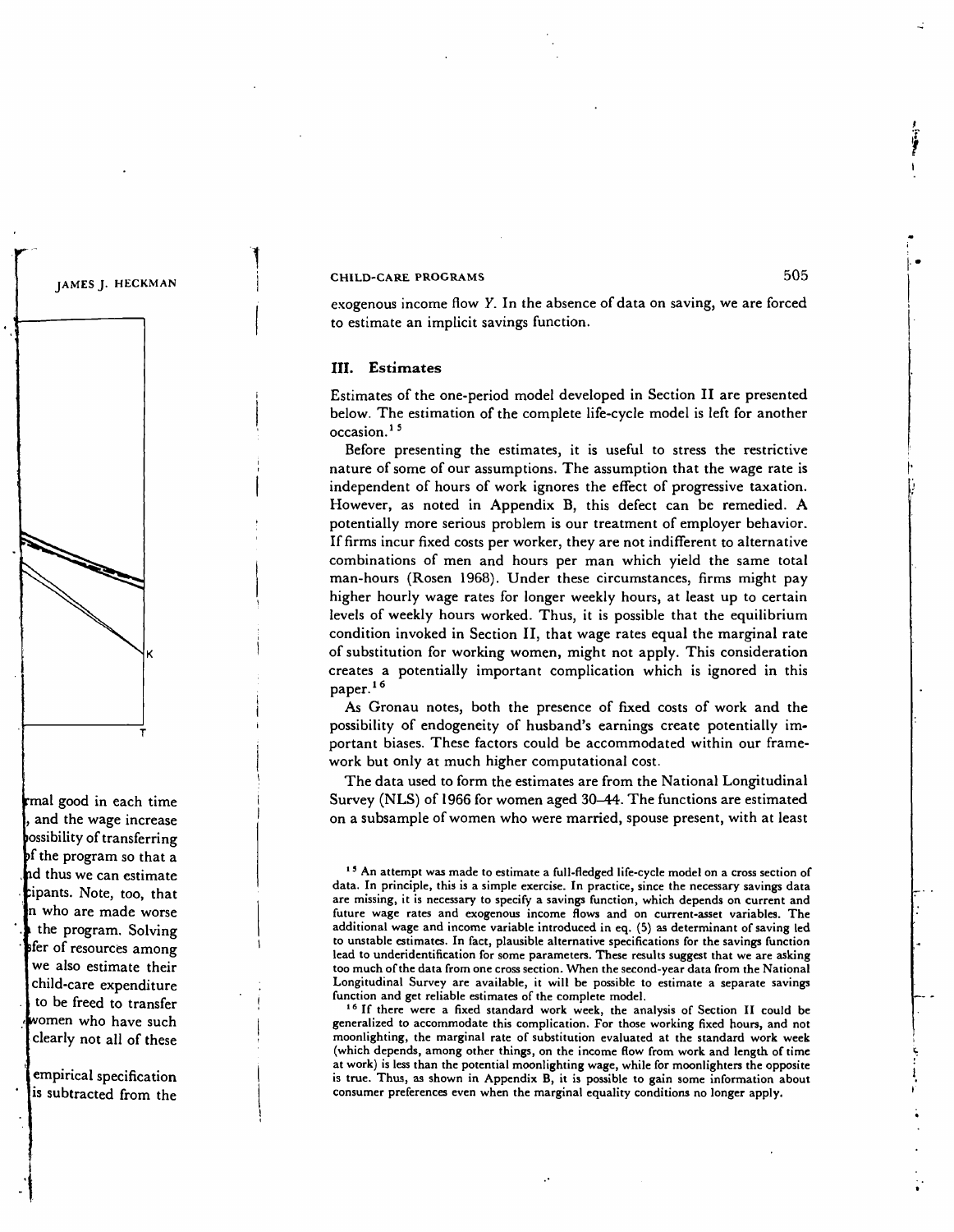exogenous income flow $Y$. In the absence of data on saving, we are forced to estimate an implicit savings function.

## III. Estimates

Estimates of the one-period model developed in Section II are presented below. The estimation of the complete life-cycle model is left for another occasion.[15]

Before presenting the estimates, it is useful to stress the restrictive nature of some of our assumptions. The assumption that the wage rate is independent of hours of work ignores the effect of progressive taxation. However, as noted in Appendix B, this defect can be remedied. A potentially more serious problem is our treatment of employer behavior. If firms incur fixed costs per worker, they are not indifferent to alternative combinations of men and hours per man which yield the same total man-hours (Rosen 1968). Under these circumstances, firms might pay higher hourly wage rates for longer weekly hours, at least up to certain levels of weekly hours worked. Thus, it is possible that the equilibrium condition invoked in Section II, that wage rates equal the marginal rate of substitution for working women, might not apply. This consideration creates a potentially important complication which is ignored in this paper.[16]

As Gronau notes, both the presence of fixed costs of work and the possibility of endogeneity of husband's earnings create potentially important biases. These factors could be accommodated within our framework but only at much higher computational cost.

The data used to form the estimates are from the National Longitudinal Survey (NLS) of 1966 for women aged 30–44. The functions are estimated on a subsample of women who were married, spouse present, with at least

[15] An attempt was made to estimate a full-fledged life-cycle model on a cross section of data. In principle, this is a simple exercise. In practice, since the necessary savings data are missing, it is necessary to specify a savings function, which depends on current and future wage rates and exogenous income flows and on current-asset variables. The additional wage and income variable introduced in eq. (5) as determinant of saving led to unstable estimates. In fact, plausible alternative specifications for the savings function lead to underidentification for some parameters. These results suggest that we are asking too much of the data from one cross section. When the second-year data from the National Longitudinal Survey are available, it will be possible to estimate a separate savings function and get reliable estimates of the complete model.

[16] If there were a fixed standard work week, the analysis of Section II could be generalized to accommodate this complication. For those working fixed hours, and not moonlighting, the marginal rate of substitution evaluated at the standard work week (which depends, among other things, on the income flow from work and length of time at work) is less than the potential moonlighting wage, while for moonlighters the opposite is true. Thus, as shown in Appendix B, it is possible to gain some information about consumer preferences even when the marginal equality conditions no longer apply.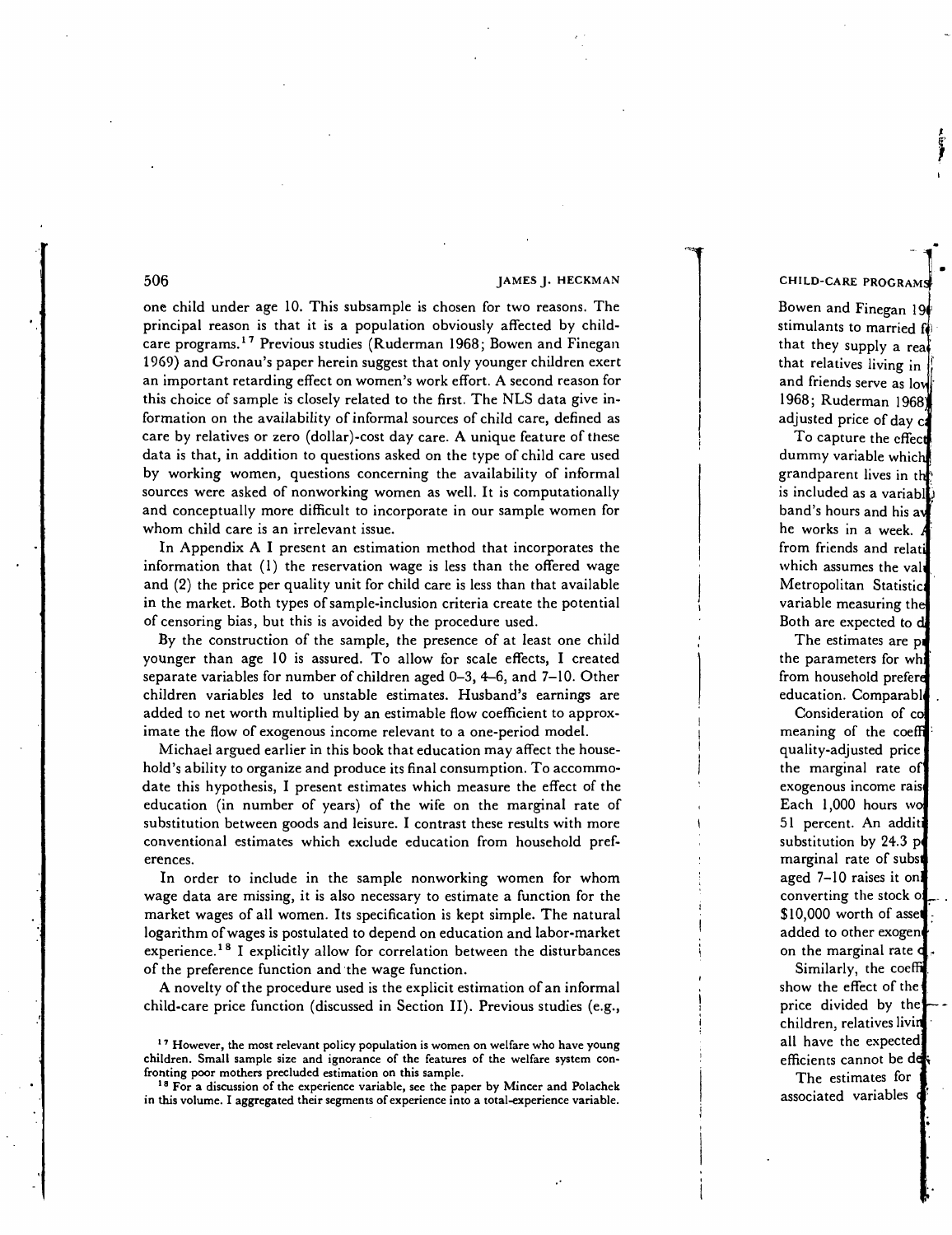one child under age 10. This subsample is chosen for two reasons. The principal reason is that it is a population obviously affected by child-care programs.[17] Previous studies (Ruderman 1968; Bowen and Finegan 1969) and Gronau's paper herein suggest that only younger children exert an important retarding effect on women's work effort. A second reason for this choice of sample is closely related to the first. The NLS data give information on the availability of informal sources of child care, defined as care by relatives or zero (dollar)-cost day care. A unique feature of these data is that, in addition to questions asked on the type of child care used by working women, questions concerning the availability of informal sources were asked of nonworking women as well. It is computationally and conceptually more difficult to incorporate in our sample women for whom child care is an irrelevant issue.

In Appendix A I present an estimation method that incorporates the information that (1) the reservation wage is less than the offered wage and (2) the price per quality unit for child care is less than that available in the market. Both types of sample-inclusion criteria create the potential of censoring bias, but this is avoided by the procedure used.

By the construction of the sample, the presence of at least one child younger than age 10 is assured. To allow for scale effects, I created separate variables for number of children aged 0–3, 4–6, and 7–10. Other children variables led to unstable estimates. Husband's earnings are added to net worth multiplied by an estimable flow coefficient to approximate the flow of exogenous income relevant to a one-period model.

Michael argued earlier in this book that education may affect the household's ability to organize and produce its final consumption. To accommodate this hypothesis, I present estimates which measure the effect of the education (in number of years) of the wife on the marginal rate of substitution between goods and leisure. I contrast these results with more conventional estimates which exclude education from household preferences.

In order to include in the sample nonworking women for whom wage data are missing, it is also necessary to estimate a function for the market wages of all women. Its specification is kept simple. The natural logarithm of wages is postulated to depend on education and labor-market experience.[18] I explicitly allow for correlation between the disturbances of the preference function and the wage function.

A novelty of the procedure used is the explicit estimation of an informal child-care price function (discussed in Section II). Previous studies (e.g.,

[17] However, the most relevant policy population is women on welfare who have young children. Small sample size and ignorance of the features of the welfare system confronting poor mothers precluded estimation on this sample.

[18] For a discussion of the experience variable, see the paper by Mincer and Polachek in this volume. I aggregated their segments of experience into a total-experience variable.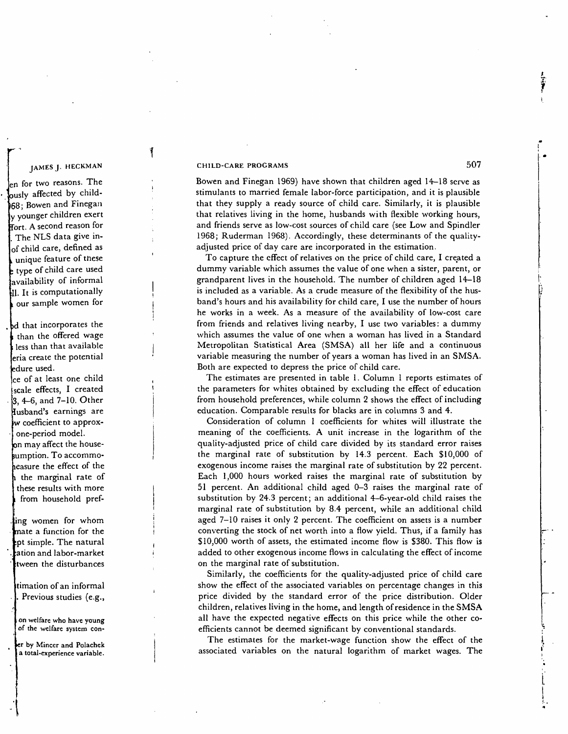Bowen and Finegan 1969) have shown that children aged 14–18 serve as stimulants to married female labor-force participation, and it is plausible that they supply a ready source of child care. Similarly, it is plausible that relatives living in the home, husbands with flexible working hours, and friends serve as low-cost sources of child care (see Low and Spindler 1968; Ruderman 1968). Accordingly, these determinants of the quality-adjusted price of day care are incorporated in the estimation.

To capture the effect of relatives on the price of child care, I created a dummy variable which assumes the value of one when a sister, parent, or grandparent lives in the household. The number of children aged 14–18 is included as a variable. As a crude measure of the flexibility of the husband's hours and his availability for child care, I use the number of hours he works in a week. As a measure of the availability of low-cost care from friends and relatives living nearby, I use two variables: a dummy which assumes the value of one when a woman has lived in a Standard Metropolitan Statistical Area (SMSA) all her life and a continuous variable measuring the number of years a woman has lived in an SMSA. Both are expected to depress the price of child care.

The estimates are presented in table 1. Column 1 reports estimates of the parameters for whites obtained by excluding the effect of education from household preferences, while column 2 shows the effect of including education. Comparable results for blacks are in columns 3 and 4.

Consideration of column 1 coefficients for whites will illustrate the meaning of the coefficients. A unit increase in the logarithm of the quality-adjusted price of child care divided by its standard error raises the marginal rate of substitution by 14.3 percent. Each $10,000 of exogenous income raises the marginal rate of substitution by 22 percent. Each 1,000 hours worked raises the marginal rate of substitution by 51 percent. An additional child aged 0–3 raises the marginal rate of substitution by 24.3 percent; an additional 4–6-year-old child raises the marginal rate of substitution by 8.4 percent, while an additional child aged 7–10 raises it only 2 percent. The coefficient on assets is a number converting the stock of net worth into a flow yield. Thus, if a family has $10,000 worth of assets, the estimated income flow is $380. This flow is added to other exogenous income flows in calculating the effect of income on the marginal rate of substitution.

Similarly, the coefficients for the quality-adjusted price of child care show the effect of the associated variables on percentage changes in this price divided by the standard error of the price distribution. Older children, relatives living in the home, and length of residence in the SMSA all have the expected negative effects on this price while the other coefficients cannot be deemed significant by conventional standards.

The estimates for the market-wage function show the effect of the associated variables on the natural logarithm of market wages. The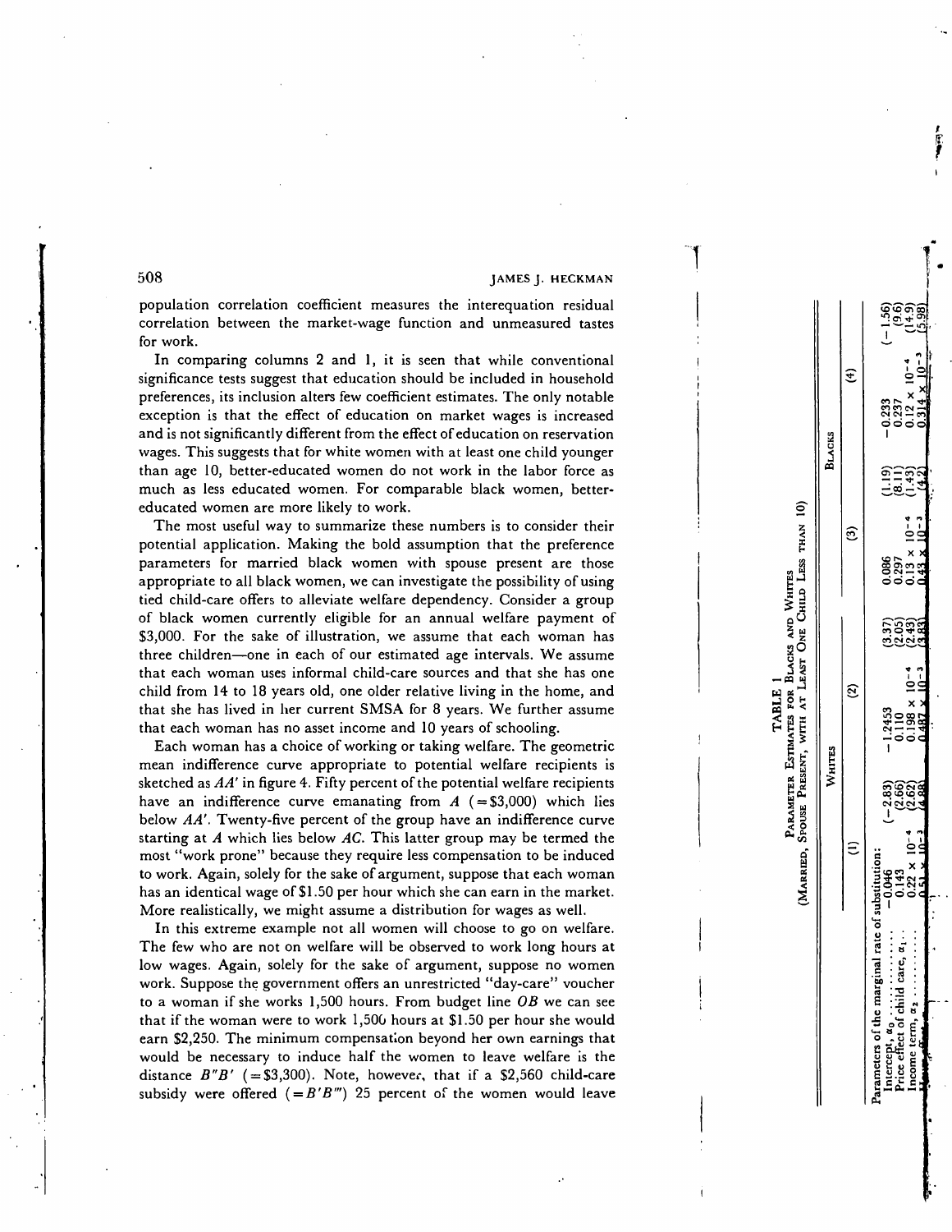population correlation coefficient measures the interequation residual correlation between the market-wage function and unmeasured tastes for work.

In comparing columns 2 and 1, it is seen that while conventional significance tests suggest that education should be included in household preferences, its inclusion alters few coefficient estimates. The only notable exception is that the effect of education on market wages is increased and is not significantly different from the effect of education on reservation wages. This suggests that for white women with at least one child younger than age 10, better-educated women do not work in the labor force as much as less educated women. For comparable black women, better-educated women are more likely to work.

The most useful way to summarize these numbers is to consider their potential application. Making the bold assumption that the preference parameters for married black women with spouse present are those appropriate to all black women, we can investigate the possibility of using tied child-care offers to alleviate welfare dependency. Consider a group of black women currently eligible for an annual welfare payment of \$3,000. For the sake of illustration, we assume that each woman has three children—one in each of our estimated age intervals. We assume that each woman uses informal child-care sources and that she has one child from 14 to 18 years old, one older relative living in the home, and that she has lived in her current SMSA for 8 years. We further assume that each woman has no asset income and 10 years of schooling.

Each woman has a choice of working or taking welfare. The geometric mean indifference curve appropriate to potential welfare recipients is sketched as $AA'$ in figure 4. Fifty percent of the potential welfare recipients have an indifference curve emanating from $A$ (= \$3,000) which lies below $AA'$. Twenty-five percent of the group have an indifference curve starting at $A$ which lies below $AC$. This latter group may be termed the most "work prone" because they require less compensation to be induced to work. Again, solely for the sake of argument, suppose that each woman has an identical wage of \$1.50 per hour which she can earn in the market. More realistically, we might assume a distribution for wages as well.

In this extreme example not all women will choose to go on welfare. The few who are not on welfare will be observed to work long hours at low wages. Again, solely for the sake of argument, suppose no women work. Suppose the government offers an unrestricted "day-care" voucher to a woman if she works 1,500 hours. From budget line $OB$ we can see that if the woman were to work 1,500 hours at \$1.50 per hour she would earn \$2,250. The minimum compensation beyond her own earnings that would be necessary to induce half the women to leave welfare is the distance $B''B'$ (= \$3,300). Note, however, that if a \$2,560 child-care subsidy were offered (= $B'B'''$) 25 percent of the women would leave

TABLE 1

Parameter Estimates for Blacks and Whites (Married, Spouse Present, with at Least One Child Less than 10)

| | Whites | | | | Blacks | | | |
|---|---|---|---|---|---|---|---|---|
| | (1) | | (2) | | (3) | | (4) | |
| Parameters of the marginal rate of substitution: | | | | | | | | |
| Intercept, $\alpha_0$ | −0.046 | (−2.83) | −1.2453 | (3.37) | 0.086 | (1.19) | −0.233 | (−1.56) |
| Price effect of child care, $\alpha_1$ | 0.143 | (2.66) | 0.110 | (2.05) | 0.297 | (8.11) | 0.237 | (9.6) |
| Income term, $\alpha_2$ | $0.22 \times 10^{-4}$ | (2.62) | $0.198 \times 10^{-4}$ | (2.43) | $0.13 \times 10^{-4}$ | (1.43) | $0.12 \times 10^{-4}$ | (14.9) |
| | $0.51 \times 10^{-3}$ | (4.88) | $0.487 \times 10^{-3}$ | (3.83) | $0.43 \times 10^{-3}$ | (4.2) | $0.314 \times 10^{-3}$ | (5.98) |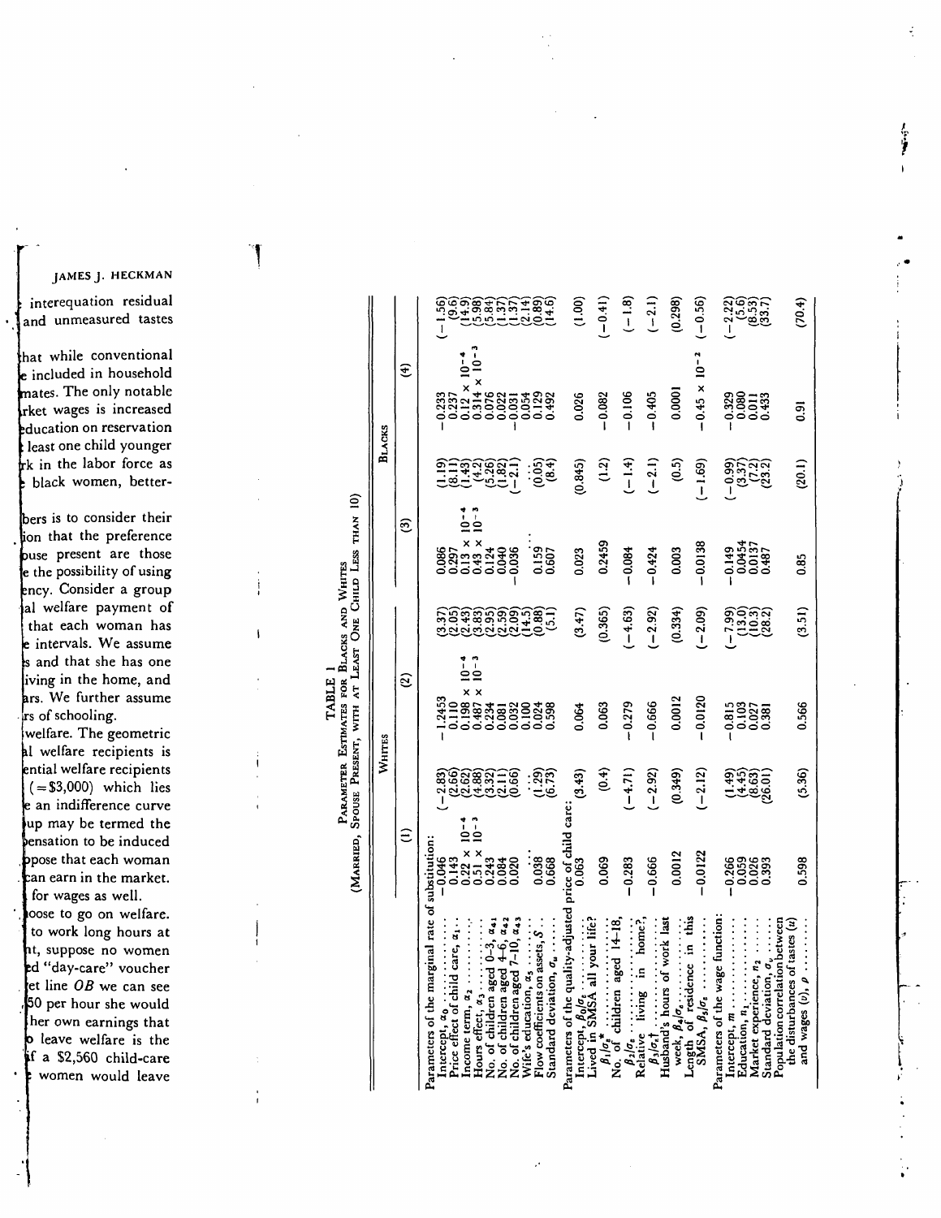interequation residual
and unmeasured tastes

hat while conventional
e included in household
mates. The only notable
rket wages is increased
education on reservation
least one child younger
rk in the labor force as
black women, better-

bers is to consider their
ion that the preference
ouse present are those
e the possibility of using
ency. Consider a group
al welfare payment of
that each woman has
e intervals. We assume
s and that she has one
living in the home, and
rs. We further assume
rs of schooling.
welfare. The geometric
l welfare recipients is
ential welfare recipients
(=$3,000) which lies
e an indifference curve
up may be termed the
ensation to be induced
ppose that each woman
can earn in the market.
for wages as well.
oose to go on welfare.
to work long hours at
t, suppose no women
ed "day-care" voucher
et line $OB$ we can see
50 per hour she would
her own earnings that
o leave welfare is the
f a $2,560 child-care
women would leave

TABLE 1

PARAMETER ESTIMATES FOR BLACKS AND WHITES

(MARRIED, SPOUSE PRESENT, WITH AT LEAST ONE CHILD LESS THAN 10)

| | Whites | | | | Blacks | | | |
|---|---|---|---|---|---|---|---|---|
| | (1) | | (2) | | (3) | | (4) | |
| Parameters of the marginal rate of substitution: | | | | | | | | |
| Intercept, $\alpha_0$ | −0.046 | (−2.83) | −1.2453 | (3.37) | 0.086 | (1.19) | −0.233 | (−1.56) |
| Price effect of child care, $\alpha_1$ | 0.143 | (2.66) | 0.110 | (2.05) | 0.297 | (8.11) | 0.237 | (9.6) |
| Income term, $\alpha_2$ | $0.22 \times 10^{-4}$ | (2.62) | $0.198 \times 10^{-4}$ | (2.43) | $0.13 \times 10^{-4}$ | (1.43) | $0.12 \times 10^{-4}$ | (14.9) |
| Hours effect, $\alpha_3$ | $0.51 \times 10^{-3}$ | (4.88) | $0.487 \times 10^{-3}$ | (3.83) | $0.43 \times 10^{-3}$ | (4.2) | $0.314 \times 10^{-3}$ | (5.98) |
| No. of children aged 0–3, $\alpha_{41}$ | 0.243 | (3.32) | 0.234 | (2.95) | 0.124 | (5.26) | 0.076 | (5.84) |
| No. of children aged 4–6, $\alpha_{42}$ | 0.084 | (2.11) | 0.081 | (2.59) | 0.040 | (1.82) | 0.022 | (1.37) |
| No. of children aged 7–10, $\alpha_{43}$ | 0.020 | (0.66) | 0.032 | (2.09) | −0.036 | (−2.1) | −0.031 | (1.37) |
| Wife's education, $\alpha_5$ | ... | | 0.100 | (14.5) | ... | | 0.054 | (2.14) |
| Flow coefficients on assets, $S$ | 0.038 | (1.29) | 0.024 | (0.88) | 0.159 | (0.05) | 0.129 | (0.89) |
| Standard deviation, $\sigma_u$ | 0.668 | (6.73) | 0.598 | (5.1) | 0.607 | (8.4) | 0.492 | (14.6) |
| Parameters of the quality-adjusted price of child care: | | | | | | | | |
| Intercept, $\beta_0/\sigma_\varepsilon$ | 0.063 | (3.43) | 0.064 | (3.47) | 0.023 | (0.845) | 0.026 | (1.00) |
| Lived in SMSA all your life? $\beta_1/\sigma_\varepsilon$* | 0.069 | (0.4) | 0.063 | (0.365) | 0.2459 | (1.2) | −0.082 | (−0.41) |
| No. of children aged 14–18, $\beta_2/\sigma_\varepsilon$ | −0.283 | (−4.71) | −0.279 | (−4.63) | −0.084 | (−1.4) | −0.106 | (−1.8) |
| Relative living in home?, $\beta_3/\sigma_\varepsilon$† | −0.666 | (−2.92) | −0.666 | (−2.92) | −0.424 | (−2.1) | −0.405 | (−2.1) |
| Husband's hours of work last week, $\beta_4/\sigma_\varepsilon$ | 0.0012 | (0.349) | 0.0012 | (0.334) | 0.003 | (0.5) | 0.0001 | (0.298) |
| Length of residence in this SMSA, $\beta_5/\sigma_\varepsilon$ | −0.0122 | (−2.12) | −0.0120 | (−2.09) | −0.0138 | (−1.69) | $-0.45 \times 10^{-2}$ | (−0.56) |
| Parameters of the wage function: | | | | | | | | |
| Intercept, $m$ | −0.266 | (1.49) | −0.815 | (−7.99) | −0.149 | (−0.99) | −0.329 | (−2.22) |
| Education, $n_1$ | 0.059 | (4.45) | 0.103 | (13.0) | 0.0454 | (3.37) | 0.080 | (5.6) |
| Market experience, $n_2$ | 0.026 | (8.63) | 0.027 | (10.3) | 0.0137 | (7.2) | 0.011 | (8.53) |
| Standard deviation, $\sigma_v$ | 0.393 | (26.01) | 0.381 | (28.2) | 0.487 | (23.2) | 0.433 | (33.7) |
| Population correlation between the disturbances of tastes ($u$) and wages ($v$), $\rho$ | 0.598 | (5.36) | 0.566 | (3.51) | 0.85 | (20.1) | 0.91 | (70.4) |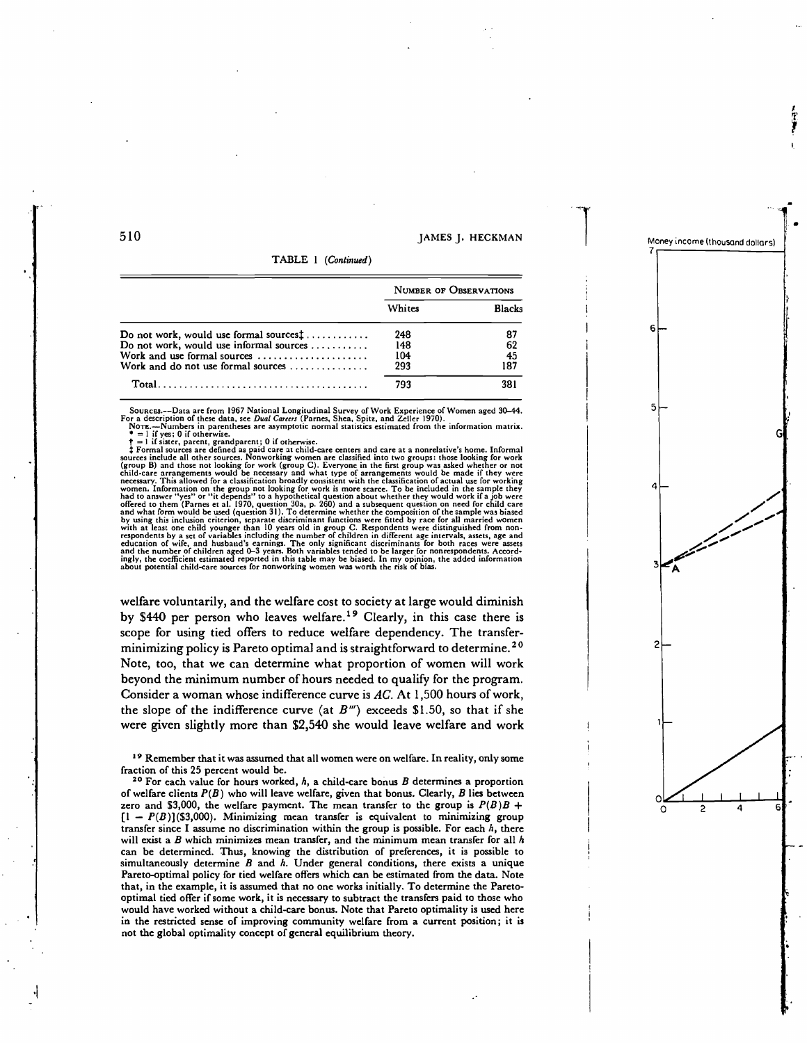TABLE 1 (Continued)

| | Number of Observations | |
|---|---|---|
| | Whites | Blacks |
| Do not work, would use formal sources‡ | 248 | 87 |
| Do not work, would use informal sources | 148 | 62 |
| Work and use formal sources | 104 | 45 |
| Work and do not use formal sources | 293 | 187 |
| Total | 793 | 381 |

Sources.—Data are from 1967 National Longitudinal Survey of Work Experience of Women aged 30–44. For a description of these data, see *Dual Careers* (Parnes, Shea, Spitz, and Zeller 1970).

Note.—Numbers in parentheses are asymptotic normal statistics estimated from the information matrix.

\* = 1 if yes; 0 if otherwise.

† = 1 if sister, parent, grandparent; 0 if otherwise.

‡ Formal sources are defined as paid care at child-care centers and care at a nonrelative's home. Informal sources include all other sources. Nonworking women are classified into two groups: those looking for work (group B) and those not looking for work (group C). Everyone in the first group was asked whether or not child-care arrangements would be necessary and what type of arrangements would be made if they were necessary. This allowed for a classification broadly consistent with the classification of actual use for working women. Information on the group not looking for work is more scarce. To be included in the sample they had to answer "yes" or "it depends" to a hypothetical question about whether they would work if a job were offered to them (Parnes et al. 1970, question 30a, p. 260) and a subsequent question on need for child care and what form would be used (question 31). To determine whether the composition of the sample was biased by using this inclusion criterion, separate discriminant functions were fitted by race for all married women with at least one child younger than 10 years old in group C. Respondents were distinguished from nonrespondents by a set of variables including the number of children in different age intervals, assets, age and education of wife, and husband's earnings. The only significant discriminants for both races were assets and the number of children aged 0–3 years. Both variables tended to be larger for nonrespondents. Accordingly, the coefficient estimated reported in this table may be biased. In my opinion, the added information about potential child-care sources for nonworking women was worth the risk of bias.

welfare voluntarily, and the welfare cost to society at large would diminish by \$440 per person who leaves welfare.[19] Clearly, in this case there is scope for using tied offers to reduce welfare dependency. The transfer-minimizing policy is Pareto optimal and is straightforward to determine.[20] Note, too, that we can determine what proportion of women will work beyond the minimum number of hours needed to qualify for the program. Consider a woman whose indifference curve is $AC$. At 1,500 hours of work, the slope of the indifference curve (at $B'''$) exceeds \$1.50, so that if she were given slightly more than \$2,540 she would leave welfare and work

[19] Remember that it was assumed that all women were on welfare. In reality, only some fraction of this 25 percent would be.

[20] For each value for hours worked, $h$, a child-care bonus $B$ determines a proportion of welfare clients $P(B)$ who will leave welfare, given that bonus. Clearly, $B$ lies between zero and \$3,000, the welfare payment. The mean transfer to the group is $P(B)B + [1 - P(B)](\$3{,}000)$. Minimizing mean transfer is equivalent to minimizing group transfer since I assume no discrimination within the group is possible. For each $h$, there will exist a $B$ which minimizes mean transfer, and the minimum mean transfer for all $h$ can be determined. Thus, knowing the distribution of preferences, it is possible to simultaneously determine $B$ and $h$. Under general conditions, there exists a unique Pareto-optimal policy for tied welfare offers which can be estimated from the data. Note that, in the example, it is assumed that no one works initially. To determine the Pareto-optimal tied offer if some work, it is necessary to subtract the transfers paid to those who would have worked without a child-care bonus. Note that Pareto optimality is used here in the restricted sense of improving community welfare from a current position; it is not the global optimality concept of general equilibrium theory.

Money income (thousand dollars)

7

6

5

4

3

A

G

2

1

0

0

2

4

6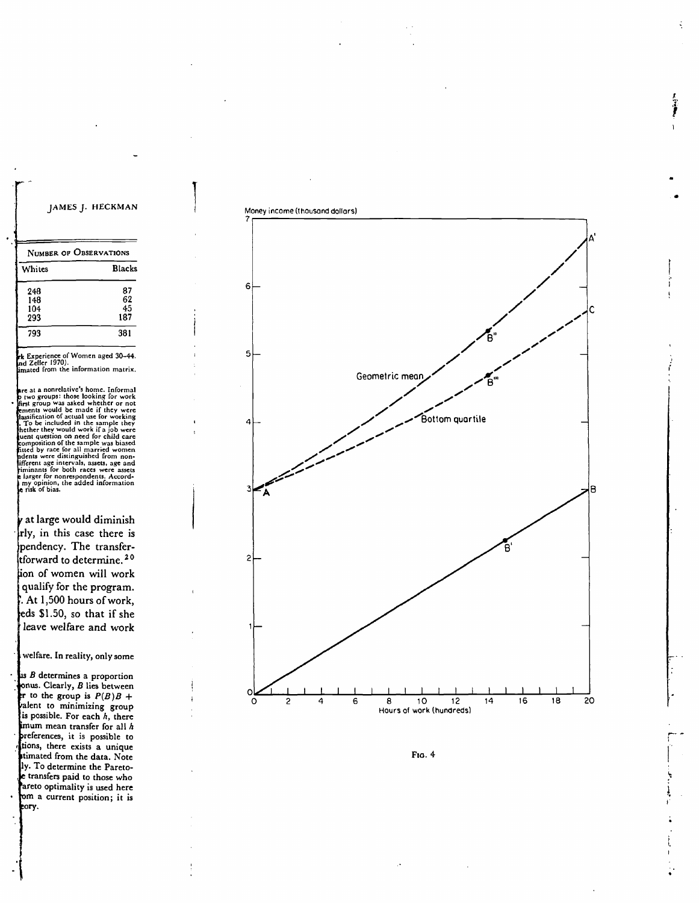| Number of Observations | |
| --- | --- |
| Whites | Blacks |
| 248 | 87 |
| 148 | 62 |
| 104 | 45 |
| 293 | 187 |
| 793 | 381 |

k Experience of Women aged 30–44.
nd Zeller 1970).
imated from the information matrix.

are at a nonrelative's home. Informal
o two groups: those looking for work
first group was asked whether or not
ements would be made if they were
lassification of actual use for working
. To be included in the sample they
hether they would work if a job were
uent question on need for child care
composition of the sample was biased
itted by race for all married women
ndents were distinguished from non-
ifferent age intervals, assets, age and
iminants for both races were assets
e larger for nonrespondents. Accord-
my opinion, the added information
e risk of bias.

y at large would diminish
rly, in this case there is
pendency. The transfer-
tforward to determine.[20]
ion of women will work
qualify for the program.
. At 1,500 hours of work,
eds $1.50, so that if she
leave welfare and work

welfare. In reality, only some

is $B$ determines a proportion
onus. Clearly, $B$ lies between
r to the group is $P(B)B$ +
alent to minimizing group
is possible. For each $h$, there
imum mean transfer for all $h$
preferences, it is possible to
tions, there exists a unique
stimated from the data. Note
ly. To determine the Pareto-
e transfers paid to those who
areto optimality is used here
om a current position; it is
ory.

Money income (thousand dollars)

7
6
5
4
3
2
1
0

A'
C
B''
B'''
Geometric mean
Bottom quartile
A
B
B'

0 2 4 6 8 10 12 14 16 18 20

Hours of work (hundreds)

Fig. 4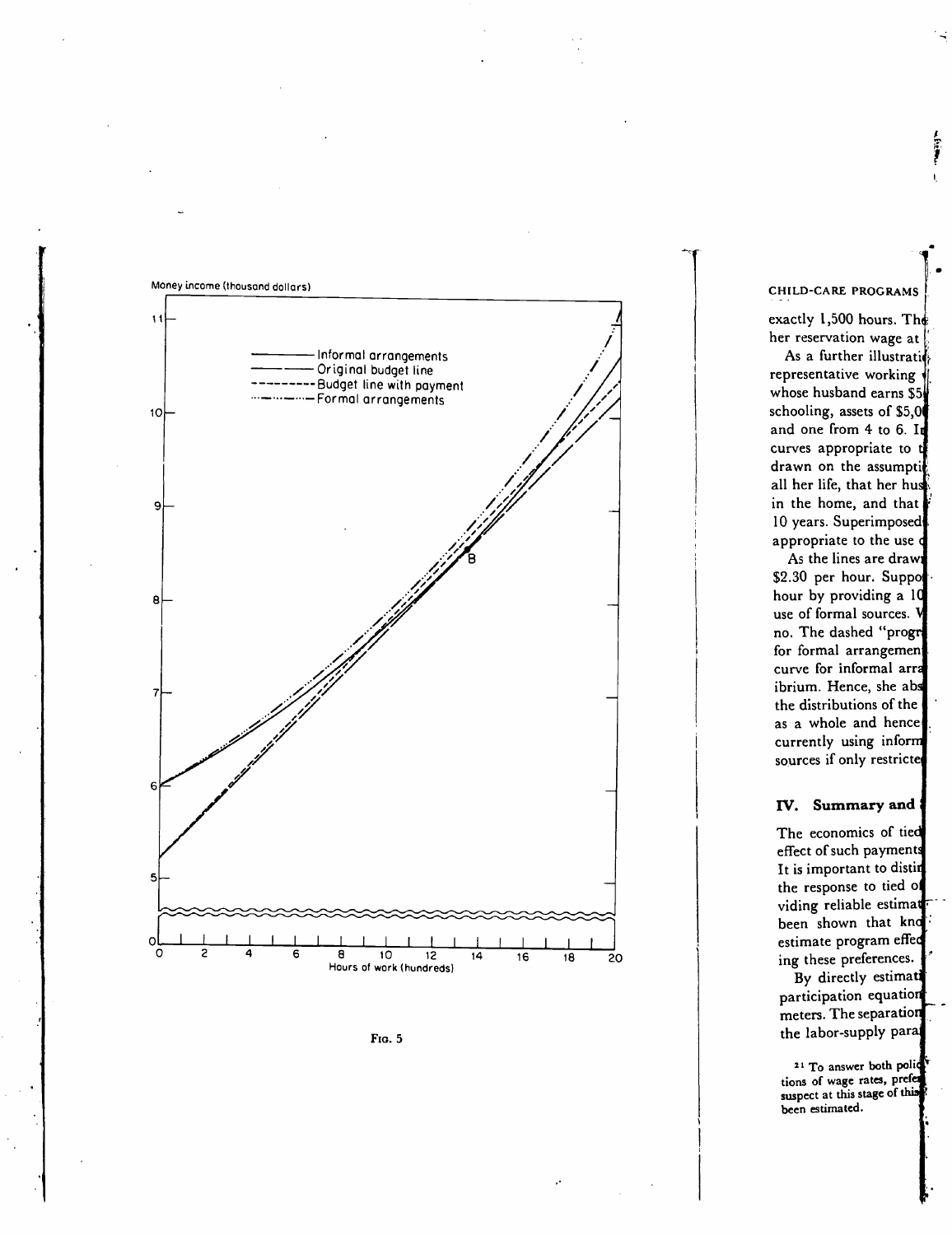Money income (thousand dollars)

Informal arrangements
Original budget line
Budget line with payment
Formal arrangements

Hours of work (hundreds)

Fig. 5

CHILD-CARE PROGRAMS

exactly 1,500 hours. Th
her reservation wage at

As a further illustrati
representative working
whose husband earns $5
schooling, assets of $5,0
and one from 4 to 6. I
curves appropriate to t
drawn on the assumpti
all her life, that her hus
in the home, and that
10 years. Superimposed
appropriate to the use

As the lines are draw
$2.30 per hour. Suppo
hour by providing a 1
use of formal sources.
no. The dashed "prog
for formal arrangemen
curve for informal arr
ibrium. Hence, she ab
the distributions of the
as a whole and hence
currently using infor
sources if only restricte

## IV. Summary and

The economics of tie
effect of such payment
It is important to disti
the response to tied o
viding reliable estima
been shown that kn
estimate program effe
ing these preferences.

By directly estimat
participation equatio
meters. The separatio
the labor-supply para

[21] To answer both poli
tions of wage rates, prefe
suspect at this stage of thi
been estimated.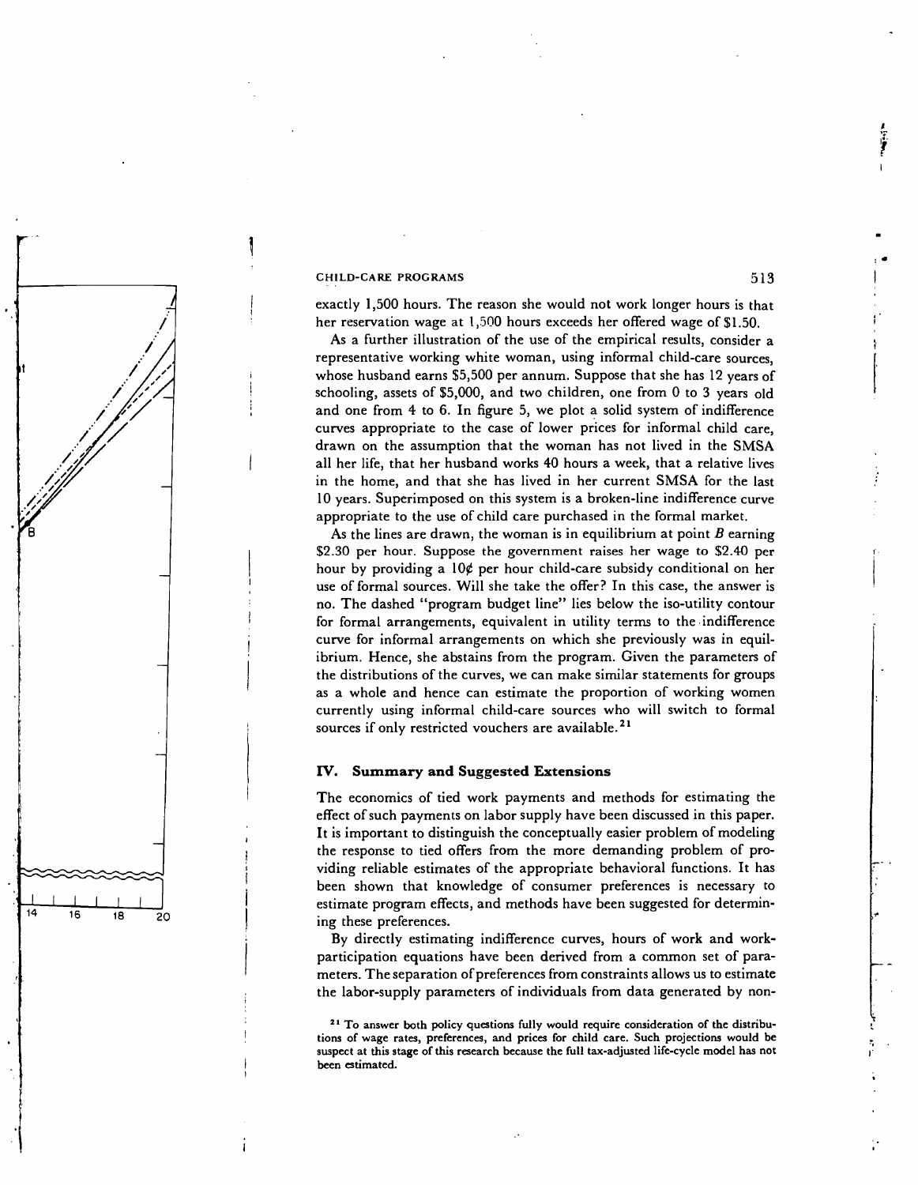exactly 1,500 hours. The reason she would not work longer hours is that her reservation wage at 1,500 hours exceeds her offered wage of $1.50.

As a further illustration of the use of the empirical results, consider a representative working white woman, using informal child-care sources, whose husband earns $5,500 per annum. Suppose that she has 12 years of schooling, assets of $5,000, and two children, one from 0 to 3 years old and one from 4 to 6. In figure 5, we plot a solid system of indifference curves appropriate to the case of lower prices for informal child care, drawn on the assumption that the woman has not lived in the SMSA all her life, that her husband works 40 hours a week, that a relative lives in the home, and that she has lived in her current SMSA for the last 10 years. Superimposed on this system is a broken-line indifference curve appropriate to the use of child care purchased in the formal market.

As the lines are drawn, the woman is in equilibrium at point *B* earning $2.30 per hour. Suppose the government raises her wage to $2.40 per hour by providing a 10¢ per hour child-care subsidy conditional on her use of formal sources. Will she take the offer? In this case, the answer is no. The dashed "program budget line" lies below the iso-utility contour for formal arrangements, equivalent in utility terms to the indifference curve for informal arrangements on which she previously was in equilibrium. Hence, she abstains from the program. Given the parameters of the distributions of the curves, we can make similar statements for groups as a whole and hence can estimate the proportion of working women currently using informal child-care sources who will switch to formal sources if only restricted vouchers are available.[21]

## IV. Summary and Suggested Extensions

The economics of tied work payments and methods for estimating the effect of such payments on labor supply have been discussed in this paper. It is important to distinguish the conceptually easier problem of modeling the response to tied offers from the more demanding problem of providing reliable estimates of the appropriate behavioral functions. It has been shown that knowledge of consumer preferences is necessary to estimate program effects, and methods have been suggested for determining these preferences.

By directly estimating indifference curves, hours of work and work-participation equations have been derived from a common set of parameters. The separation of preferences from constraints allows us to estimate the labor-supply parameters of individuals from data generated by non-

[21] To answer both policy questions fully would require consideration of the distributions of wage rates, preferences, and prices for child care. Such projections would be suspect at this stage of this research because the full tax-adjusted life-cycle model has not been estimated.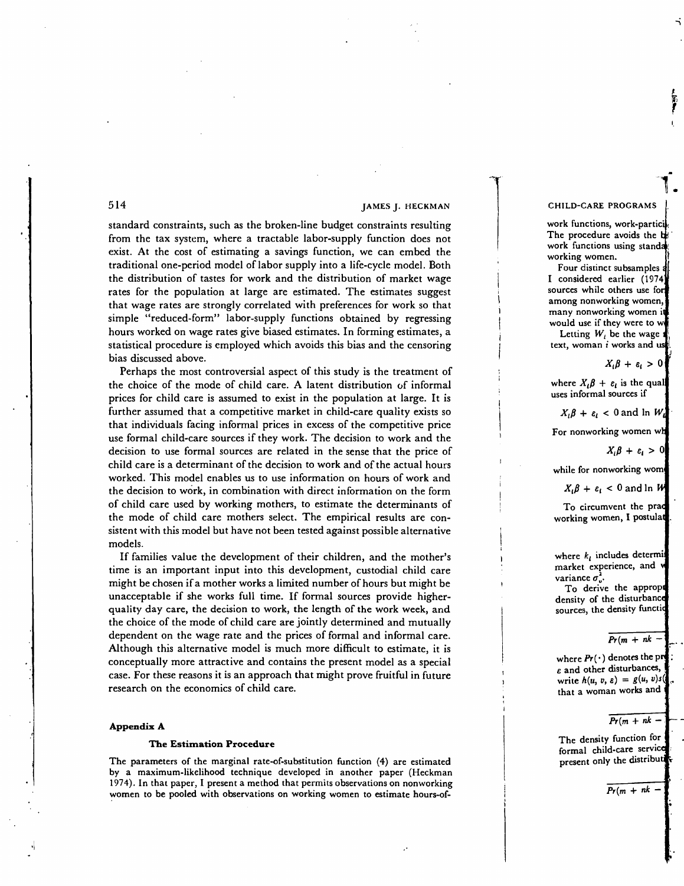standard constraints, such as the broken-line budget constraints resulting from the tax system, where a tractable labor-supply function does not exist. At the cost of estimating a savings function, we can embed the traditional one-period model of labor supply into a life-cycle model. Both the distribution of tastes for work and the distribution of market wage rates for the population at large are estimated. The estimates suggest that wage rates are strongly correlated with preferences for work so that simple "reduced-form" labor-supply functions obtained by regressing hours worked on wage rates give biased estimates. In forming estimates, a statistical procedure is employed which avoids this bias and the censoring bias discussed above.

Perhaps the most controversial aspect of this study is the treatment of the choice of the mode of child care. A latent distribution of informal prices for child care is assumed to exist in the population at large. It is further assumed that a competitive market in child-care quality exists so that individuals facing informal prices in excess of the competitive price use formal child-care sources if they work. The decision to work and the decision to use formal sources are related in the sense that the price of child care is a determinant of the decision to work and of the actual hours worked. This model enables us to use information on hours of work and the decision to work, in combination with direct information on the form of child care used by working mothers, to estimate the determinants of the mode of child care mothers select. The empirical results are consistent with this model but have not been tested against possible alternative models.

If families value the development of their children, and the mother's time is an important input into this development, custodial child care might be chosen if a mother works a limited number of hours but might be unacceptable if she works full time. If formal sources provide higher-quality day care, the decision to work, the length of the work week, and the choice of the mode of child care are jointly determined and mutually dependent on the wage rate and the prices of formal and informal care. Although this alternative model is much more difficult to estimate, it is conceptually more attractive and contains the present model as a special case. For these reasons it is an approach that might prove fruitful in future research on the economics of child care.

## Appendix A

### The Estimation Procedure

The parameters of the marginal rate-of-substitution function (4) are estimated by a maximum-likelihood technique developed in another paper (Heckman 1974). In that paper, I present a method that permits observations on nonworking women to be pooled with observations on working women to estimate hours-of-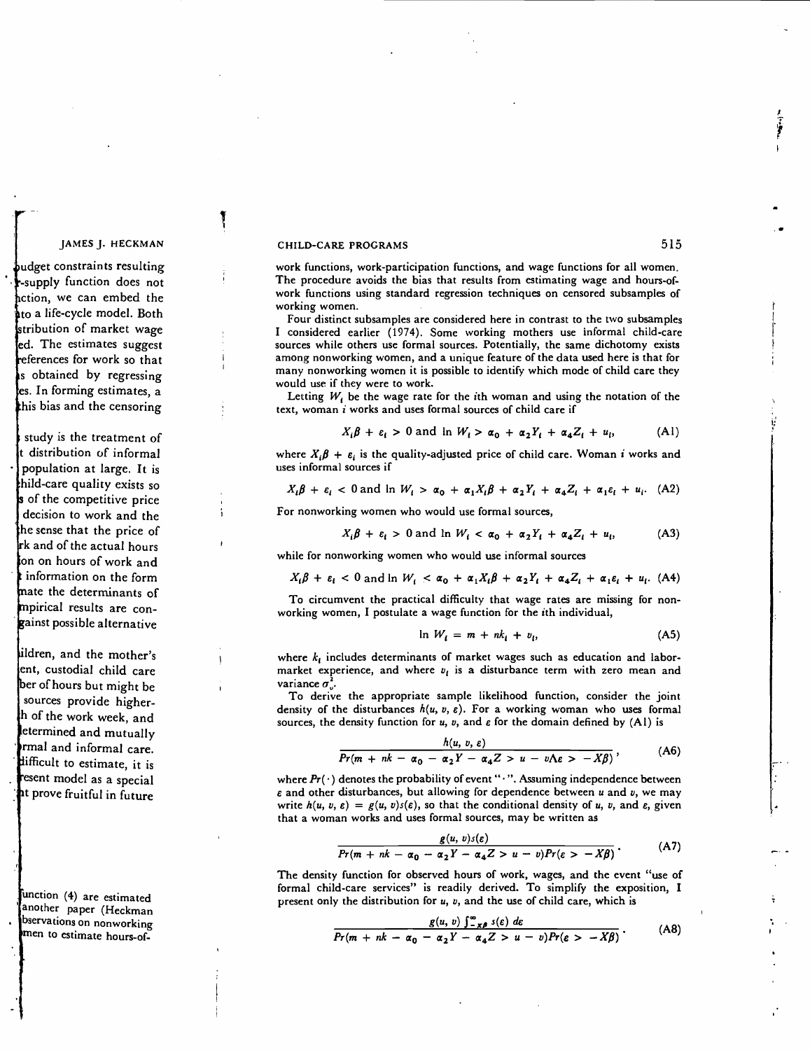work functions, work-participation functions, and wage functions for all women. The procedure avoids the bias that results from estimating wage and hours-of-work functions using standard regression techniques on censored subsamples of working women.

Four distinct subsamples are considered here in contrast to the two subsamples I considered earlier (1974). Some working mothers use informal child-care sources while others use formal sources. Potentially, the same dichotomy exists among nonworking women, and a unique feature of the data used here is that for many nonworking women it is possible to identify which mode of child care they would use if they were to work.

Letting $W_i$ be the wage rate for the $i$th woman and using the notation of the text, woman $i$ works and uses formal sources of child care if

$$X_i\beta + \varepsilon_i > 0 \text{ and } \ln W_i > \alpha_0 + \alpha_2 Y_i + \alpha_4 Z_i + u_i, \tag{A1}$$

where $X_i\beta + \varepsilon_i$ is the quality-adjusted price of child care. Woman $i$ works and uses informal sources if

$$X_i\beta + \varepsilon_i < 0 \text{ and } \ln W_i > \alpha_0 + \alpha_1 X_i\beta + \alpha_2 Y_i + \alpha_4 Z_i + \alpha_1 \varepsilon_i + u_i. \tag{A2}$$

For nonworking women who would use formal sources,

$$X_i\beta + \varepsilon_i > 0 \text{ and } \ln W_i < \alpha_0 + \alpha_2 Y_i + \alpha_4 Z_i + u_i, \tag{A3}$$

while for nonworking women who would use informal sources

$$X_i\beta + \varepsilon_i < 0 \text{ and } \ln W_i < \alpha_0 + \alpha_1 X_i\beta + \alpha_2 Y_i + \alpha_4 Z_i + \alpha_1 \varepsilon_i + u_i. \tag{A4}$$

To circumvent the practical difficulty that wage rates are missing for nonworking women, I postulate a wage function for the $i$th individual,

$$\ln W_i = m + nk_i + v_i, \tag{A5}$$

where $k_i$ includes determinants of market wages such as education and labor-market experience, and where $v_i$ is a disturbance term with zero mean and variance $\sigma_v^2$.

To derive the appropriate sample likelihood function, consider the joint density of the disturbances $h(u, v, \varepsilon)$. For a working woman who uses formal sources, the density function for $u$, $v$, and $\varepsilon$ for the domain defined by (A1) is

$$\frac{h(u, v, \varepsilon)}{Pr(m + nk - \alpha_0 - \alpha_2 Y - \alpha_4 Z > u - v \Lambda \varepsilon > -X\beta)}, \tag{A6}$$

where $Pr(\cdot)$ denotes the probability of event "$\cdot$". Assuming independence between $\varepsilon$ and other disturbances, but allowing for dependence between $u$ and $v$, we may write $h(u, v, \varepsilon) = g(u, v)s(\varepsilon)$, so that the conditional density of $u$, $v$, and $\varepsilon$, given that a woman works and uses formal sources, may be written as

$$\frac{g(u, v)s(\varepsilon)}{Pr(m + nk - \alpha_0 - \alpha_2 Y - \alpha_4 Z > u - v)Pr(\varepsilon > -X\beta)}. \tag{A7}$$

The density function for observed hours of work, wages, and the event "use of formal child-care services" is readily derived. To simplify the exposition, I present only the distribution for $u$, $v$, and the use of child care, which is

$$\frac{g(u, v)\int_{-X\beta}^{\infty} s(\varepsilon)\, d\varepsilon}{Pr(m + nk - \alpha_0 - \alpha_2 Y - \alpha_4 Z > u - v)Pr(\varepsilon > -X\beta)}. \tag{A8}$$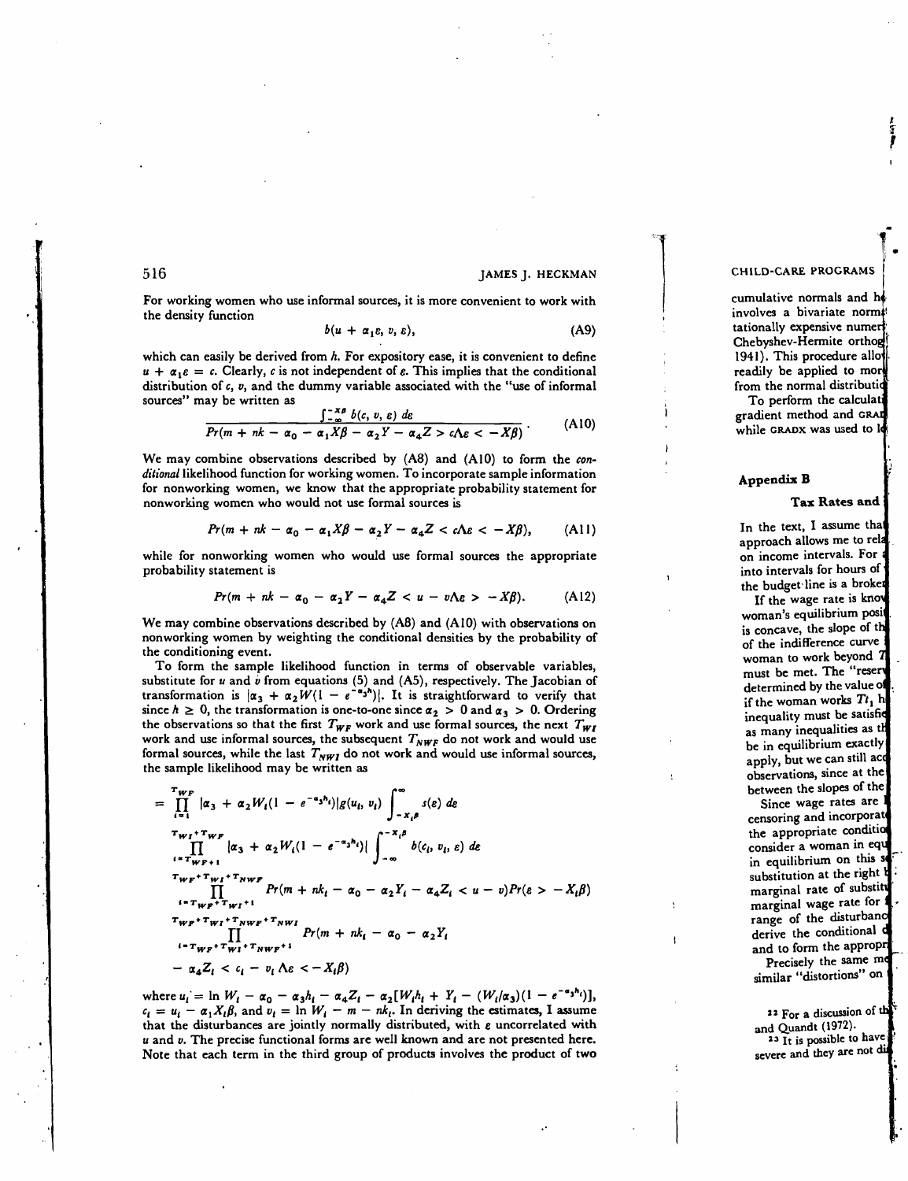For working women who use informal sources, it is more convenient to work with the density function

$$b(u + \alpha_1 \varepsilon, v, \varepsilon), \tag{A9}$$

which can easily be derived from $h$. For expository ease, it is convenient to define $u + \alpha_1 \varepsilon = c$. Clearly, $c$ is not independent of $\varepsilon$. This implies that the conditional distribution of $c$, $v$, and the dummy variable associated with the "use of informal sources" may be written as

$$\frac{\int_{-\infty}^{-X\beta} b(c, v, \varepsilon)\, d\varepsilon}{Pr(m + nk - \alpha_0 - \alpha_1 X\beta - \alpha_2 Y - \alpha_4 Z > c \wedge \varepsilon < -X\beta)}. \tag{A10}$$

We may combine observations described by (A8) and (A10) to form the *conditional* likelihood function for working women. To incorporate sample information for nonworking women, we know that the appropriate probability statement for nonworking women who would not use formal sources is

$$Pr(m + nk - \alpha_0 - \alpha_1 X\beta - \alpha_2 Y - \alpha_4 Z < c \wedge \varepsilon < -X\beta), \tag{A11}$$

while for nonworking women who would use formal sources the appropriate probability statement is

$$Pr(m + nk - \alpha_0 - \alpha_2 Y - \alpha_4 Z < u - v \wedge \varepsilon > -X\beta). \tag{A12}$$

We may combine observations described by (A8) and (A10) with observations on nonworking women by weighting the conditional densities by the probability of the conditioning event.

To form the sample likelihood function in terms of observable variables, substitute for $u$ and $v$ from equations (5) and (A5), respectively. The Jacobian of transformation is $|\alpha_3 + \alpha_2 W(1 - e^{-\alpha_3 h})|$. It is straightforward to verify that since $h \geq 0$, the transformation is one-to-one since $\alpha_2 > 0$ and $\alpha_3 > 0$. Ordering the observations so that the first $T_{WF}$ work and use formal sources, the next $T_{WI}$ work and use informal sources, the subsequent $T_{NWF}$ do not work and would use formal sources, while the last $T_{NWI}$ do not work and would use informal sources, the sample likelihood may be written as

$$
\begin{aligned}
&= \prod_{i=1}^{T_{WF}} |\alpha_3 + \alpha_2 W_i(1 - e^{-\alpha_3 h_i})| g(u_i, v_i) \int_{-X_i\beta}^{\infty} s(\varepsilon)\, d\varepsilon \\
&\quad \prod_{i=T_{WF}+1}^{T_{WI}+T_{WF}} |\alpha_3 + \alpha_2 W_i(1 - e^{-\alpha_3 h_i})| \int_{-\infty}^{-X_i\beta} b(c_i, v_i, \varepsilon)\, d\varepsilon \\
&\quad \prod_{i=T_{WF}+T_{WI}+1}^{T_{WF}+T_{WI}+T_{NWF}} Pr(m + nk_i - \alpha_0 - \alpha_2 Y_i - \alpha_4 Z_i < u - v) Pr(\varepsilon > -X_i\beta) \\
&\quad \prod_{i=T_{WF}+T_{WI}+T_{NWF}+1}^{T_{WF}+T_{WI}+T_{NWF}+T_{NWI}} Pr(m + nk_i - \alpha_0 - \alpha_2 Y_i \\
&\qquad - \alpha_4 Z_i < c_i - v_i \wedge \varepsilon < -X_i\beta)
\end{aligned}
$$

where $u_i = \ln W_i - \alpha_0 - \alpha_3 h_i - \alpha_4 Z_i - \alpha_2[W_i h_i + Y_i - (W_i/\alpha_3)(1 - e^{-\alpha_3 h_i})]$, $c_i = u_i - \alpha_1 X_i \beta$, and $v_i = \ln W_i - m - nk_i$. In deriving the estimates, I assume that the disturbances are jointly normally distributed, with $\varepsilon$ uncorrelated with $u$ and $v$. The precise functional forms are well known and are not presented here. Note that each term in the third group of products involves the product of two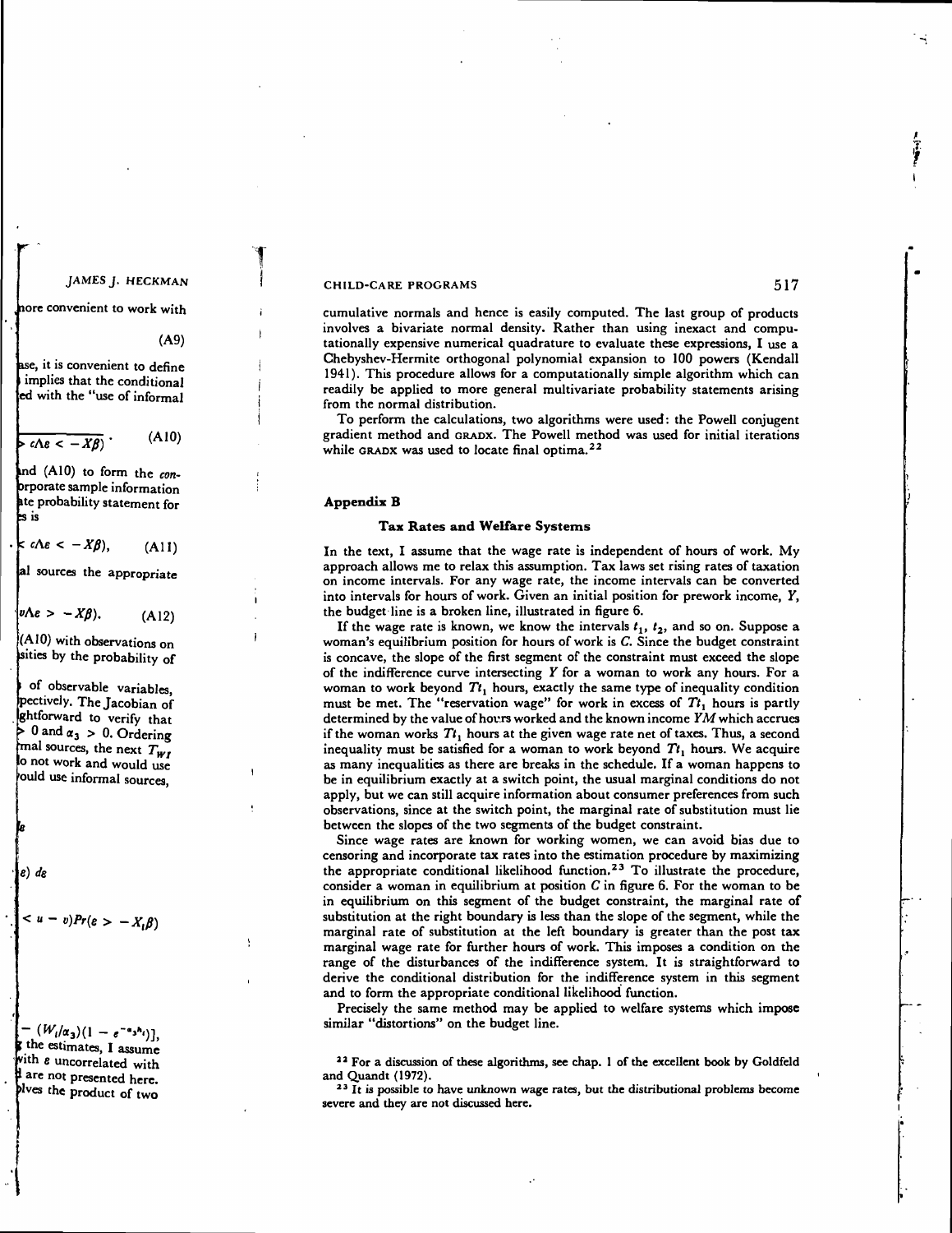cumulative normals and hence is easily computed. The last group of products involves a bivariate normal density. Rather than using inexact and computationally expensive numerical quadrature to evaluate these expressions, I use a Chebyshev-Hermite orthogonal polynomial expansion to 100 powers (Kendall 1941). This procedure allows for a computationally simple algorithm which can readily be applied to more general multivariate probability statements arising from the normal distribution.

To perform the calculations, two algorithms were used: the Powell conjugent gradient method and GRADX. The Powell method was used for initial iterations while GRADX was used to locate final optima.[22]

## Appendix B

### Tax Rates and Welfare Systems

In the text, I assume that the wage rate is independent of hours of work. My approach allows me to relax this assumption. Tax laws set rising rates of taxation on income intervals. For any wage rate, the income intervals can be converted into intervals for hours of work. Given an initial position for prework income, $Y$, the budget line is a broken line, illustrated in figure 6.

If the wage rate is known, we know the intervals $t_1$, $t_2$, and so on. Suppose a woman's equilibrium position for hours of work is $C$. Since the budget constraint is concave, the slope of the first segment of the constraint must exceed the slope of the indifference curve intersecting $Y$ for a woman to work any hours. For a woman to work beyond $Tt_1$ hours, exactly the same type of inequality condition must be met. The "reservation wage" for work in excess of $Tt_1$ hours is partly determined by the value of hours worked and the known income $YM$ which accrues if the woman works $Tt_1$ hours at the given wage rate net of taxes. Thus, a second inequality must be satisfied for a woman to work beyond $Tt_1$ hours. We acquire as many inequalities as there are breaks in the schedule. If a woman happens to be in equilibrium exactly at a switch point, the usual marginal conditions do not apply, but we can still acquire information about consumer preferences from such observations, since at the switch point, the marginal rate of substitution must lie between the slopes of the two segments of the budget constraint.

Since wage rates are known for working women, we can avoid bias due to censoring and incorporate tax rates into the estimation procedure by maximizing the appropriate conditional likelihood function.[23] To illustrate the procedure, consider a woman in equilibrium at position $C$ in figure 6. For the woman to be in equilibrium on this segment of the budget constraint, the marginal rate of substitution at the right boundary is less than the slope of the segment, while the marginal rate of substitution at the left boundary is greater than the post tax marginal wage rate for further hours of work. This imposes a condition on the range of the disturbances of the indifference system. It is straightforward to derive the conditional distribution for the indifference system in this segment and to form the appropriate conditional likelihood function.

Precisely the same method may be applied to welfare systems which impose similar "distortions" on the budget line.

[22] For a discussion of these algorithms, see chap. 1 of the excellent book by Goldfeld and Quandt (1972).

[23] It is possible to have unknown wage rates, but the distributional problems become severe and they are not discussed here.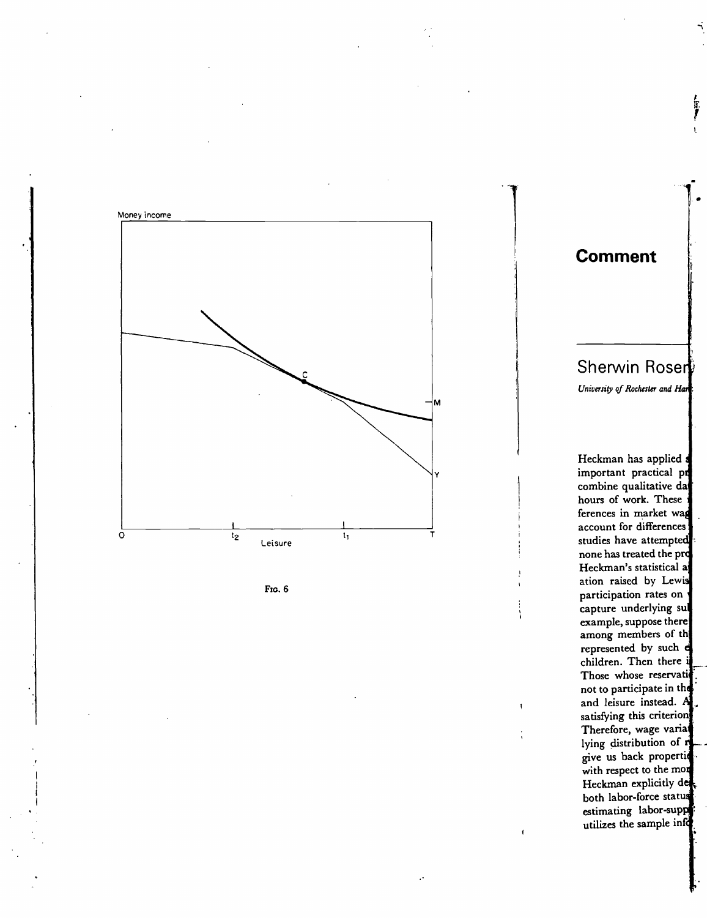Money income

M

Y

C

O

$t_2$

Leisure

$t_1$

T

Fig. 6

# Comment

## Sherwin Rosen

*University of Rochester and Har*

Heckman has applied s
important practical pr
combine qualitative da
hours of work. These
ferences in market wag
account for differences
studies have attempted
none has treated the pro
Heckman's statistical a
ation raised by Lewis
participation rates on
capture underlying su
example, suppose there
among members of th
represented by such e
children. Then there i
Those whose reservati
not to participate in the
and leisure instead. A
satisfying this criterion
Therefore, wage varia
lying distribution of r
give us back properti
with respect to the mon
Heckman explicitly de
both labor-force status
estimating labor-supp
utilizes the sample inf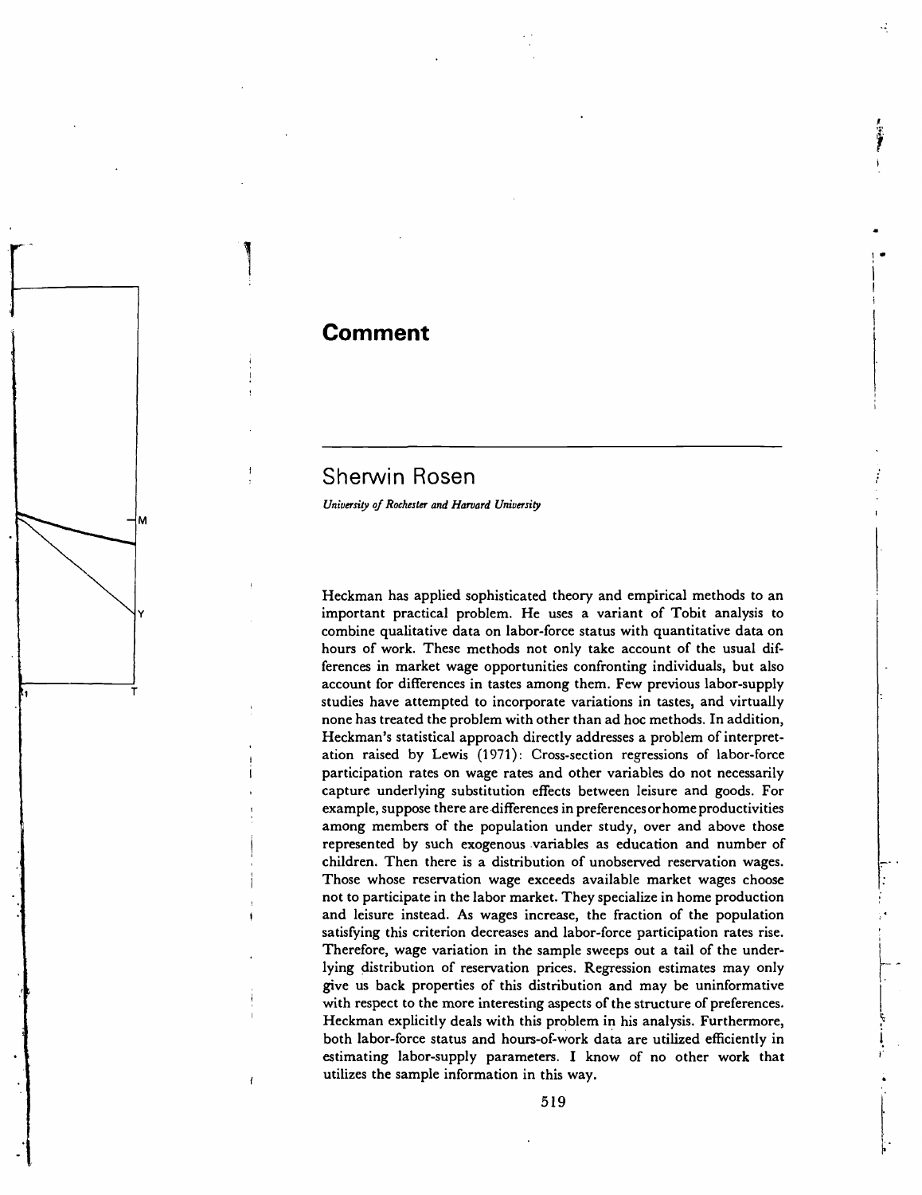# Comment

## Sherwin Rosen

*University of Rochester and Harvard University*

Heckman has applied sophisticated theory and empirical methods to an important practical problem. He uses a variant of Tobit analysis to combine qualitative data on labor-force status with quantitative data on hours of work. These methods not only take account of the usual differences in market wage opportunities confronting individuals, but also account for differences in tastes among them. Few previous labor-supply studies have attempted to incorporate variations in tastes, and virtually none has treated the problem with other than ad hoc methods. In addition, Heckman's statistical approach directly addresses a problem of interpretation raised by Lewis (1971): Cross-section regressions of labor-force participation rates on wage rates and other variables do not necessarily capture underlying substitution effects between leisure and goods. For example, suppose there are differences in preferences or home productivities among members of the population under study, over and above those represented by such exogenous variables as education and number of children. Then there is a distribution of unobserved reservation wages. Those whose reservation wage exceeds available market wages choose not to participate in the labor market. They specialize in home production and leisure instead. As wages increase, the fraction of the population satisfying this criterion decreases and labor-force participation rates rise. Therefore, wage variation in the sample sweeps out a tail of the underlying distribution of reservation prices. Regression estimates may only give us back properties of this distribution and may be uninformative with respect to the more interesting aspects of the structure of preferences. Heckman explicitly deals with this problem in his analysis. Furthermore, both labor-force status and hours-of-work data are utilized efficiently in estimating labor-supply parameters. I know of no other work that utilizes the sample information in this way.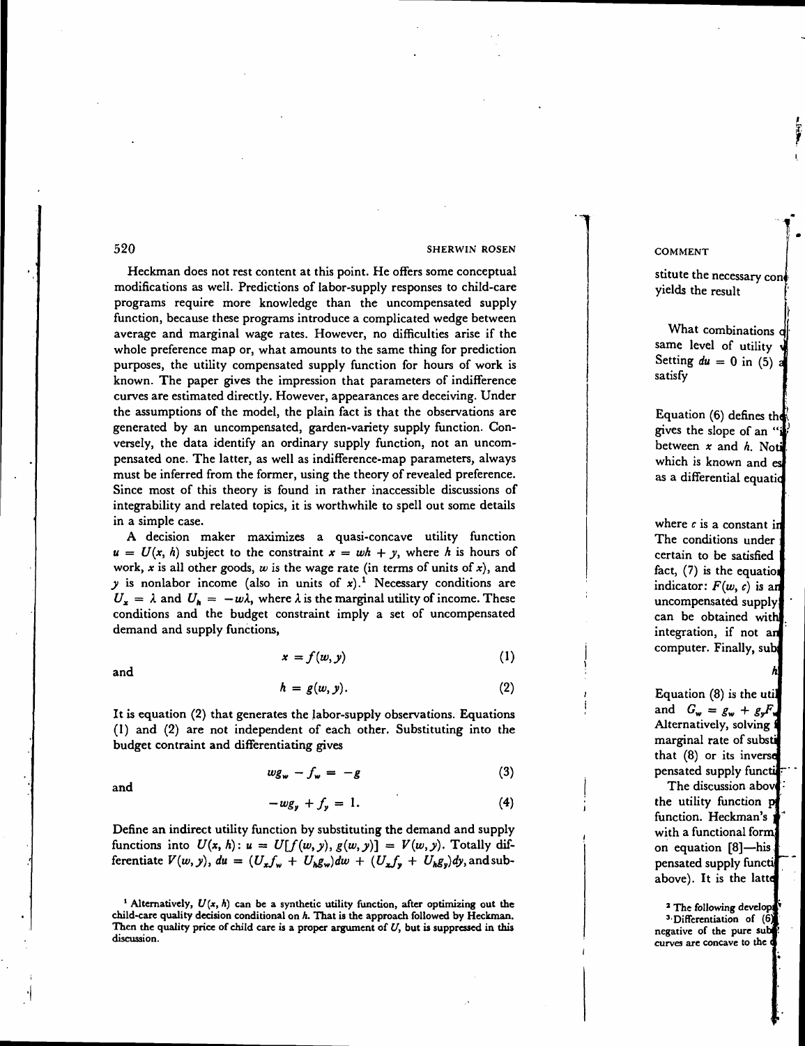Heckman does not rest content at this point. He offers some conceptual modifications as well. Predictions of labor-supply responses to child-care programs require more knowledge than the uncompensated supply function, because these programs introduce a complicated wedge between average and marginal wage rates. However, no difficulties arise if the whole preference map or, what amounts to the same thing for prediction purposes, the utility compensated supply function for hours of work is known. The paper gives the impression that parameters of indifference curves are estimated directly. However, appearances are deceiving. Under the assumptions of the model, the plain fact is that the observations are generated by an uncompensated, garden-variety supply function. Conversely, the data identify an ordinary supply function, not an uncompensated one. The latter, as well as indifference-map parameters, always must be inferred from the former, using the theory of revealed preference. Since most of this theory is found in rather inaccessible discussions of integrability and related topics, it is worthwhile to spell out some details in a simple case.

A decision maker maximizes a quasi-concave utility function $u = U(x, h)$ subject to the constraint $x = wh + y$, where $h$ is hours of work, $x$ is all other goods, $w$ is the wage rate (in terms of units of $x$), and $y$ is nonlabor income (also in units of $x$).[1] Necessary conditions are $U_x = \lambda$ and $U_h = -w\lambda$, where $\lambda$ is the marginal utility of income. These conditions and the budget constraint imply a set of uncompensated demand and supply functions,

$$x = f(w, y) \tag{1}$$

and

$$h = g(w, y). \tag{2}$$

It is equation (2) that generates the labor-supply observations. Equations (1) and (2) are not independent of each other. Substituting into the budget contraint and differentiating gives

$$wg_w - f_w = -g \tag{3}$$

and

$$-wg_y + f_y = 1. \tag{4}$$

Define an indirect utility function by substituting the demand and supply functions into $U(x, h)$: $u = U[f(w, y), g(w, y)] = V(w, y)$. Totally differentiate $V(w, y)$, $du = (U_x f_w + U_h g_w)dw + (U_x f_y + U_h g_y)dy$, and sub-

[1] Alternatively, $U(x, h)$ can be a synthetic utility function, after optimizing out the child-care quality decision conditional on $h$. That is the approach followed by Heckman. Then the quality price of child care is a proper argument of $U$, but is suppressed in this discussion.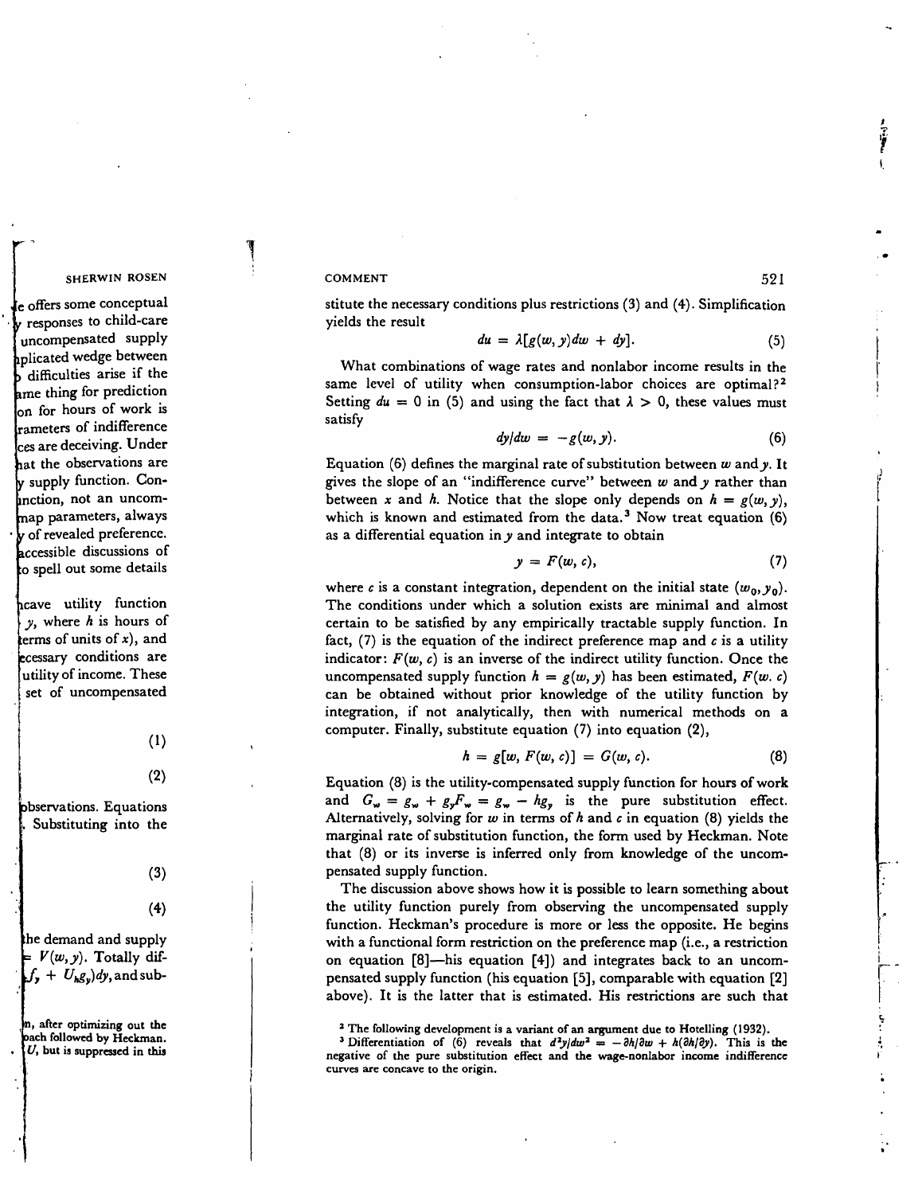stitute the necessary conditions plus restrictions (3) and (4). Simplification yields the result

$$du = \lambda[g(w, y)dw + dy]. \tag{5}$$

What combinations of wage rates and nonlabor income results in the same level of utility when consumption-labor choices are optimal?[2] Setting $du = 0$ in (5) and using the fact that $\lambda > 0$, these values must satisfy

$$dy/dw = -g(w, y). \tag{6}$$

Equation (6) defines the marginal rate of substitution between $w$ and $y$. It gives the slope of an "indifference curve" between $w$ and $y$ rather than between $x$ and $h$. Notice that the slope only depends on $h = g(w, y)$, which is known and estimated from the data.[3] Now treat equation (6) as a differential equation in $y$ and integrate to obtain

$$y = F(w, c), \tag{7}$$

where $c$ is a constant integration, dependent on the initial state $(w_0, y_0)$. The conditions under which a solution exists are minimal and almost certain to be satisfied by any empirically tractable supply function. In fact, (7) is the equation of the indirect preference map and $c$ is a utility indicator: $F(w, c)$ is an inverse of the indirect utility function. Once the uncompensated supply function $h = g(w, y)$ has been estimated, $F(w. c)$ can be obtained without prior knowledge of the utility function by integration, if not analytically, then with numerical methods on a computer. Finally, substitute equation (7) into equation (2),

$$h = g[w, F(w, c)] = G(w, c). \tag{8}$$

Equation (8) is the utility-compensated supply function for hours of work and $G_w = g_w + g_y F_w = g_w - hg_y$ is the pure substitution effect. Alternatively, solving for $w$ in terms of $h$ and $c$ in equation (8) yields the marginal rate of substitution function, the form used by Heckman. Note that (8) or its inverse is inferred only from knowledge of the uncompensated supply function.

The discussion above shows how it is possible to learn something about the utility function purely from observing the uncompensated supply function. Heckman's procedure is more or less the opposite. He begins with a functional form restriction on the preference map (i.e., a restriction on equation [8]—his equation [4]) and integrates back to an uncompensated supply function (his equation [5], comparable with equation [2] above). It is the latter that is estimated. His restrictions are such that

[2] The following development is a variant of an argument due to Hotelling (1932).

[3] Differentiation of (6) reveals that $d^2y/dw^2 = -\partial h/\partial w + h(\partial h/\partial y)$. This is the negative of the pure substitution effect and the wage-nonlabor income indifference curves are concave to the origin.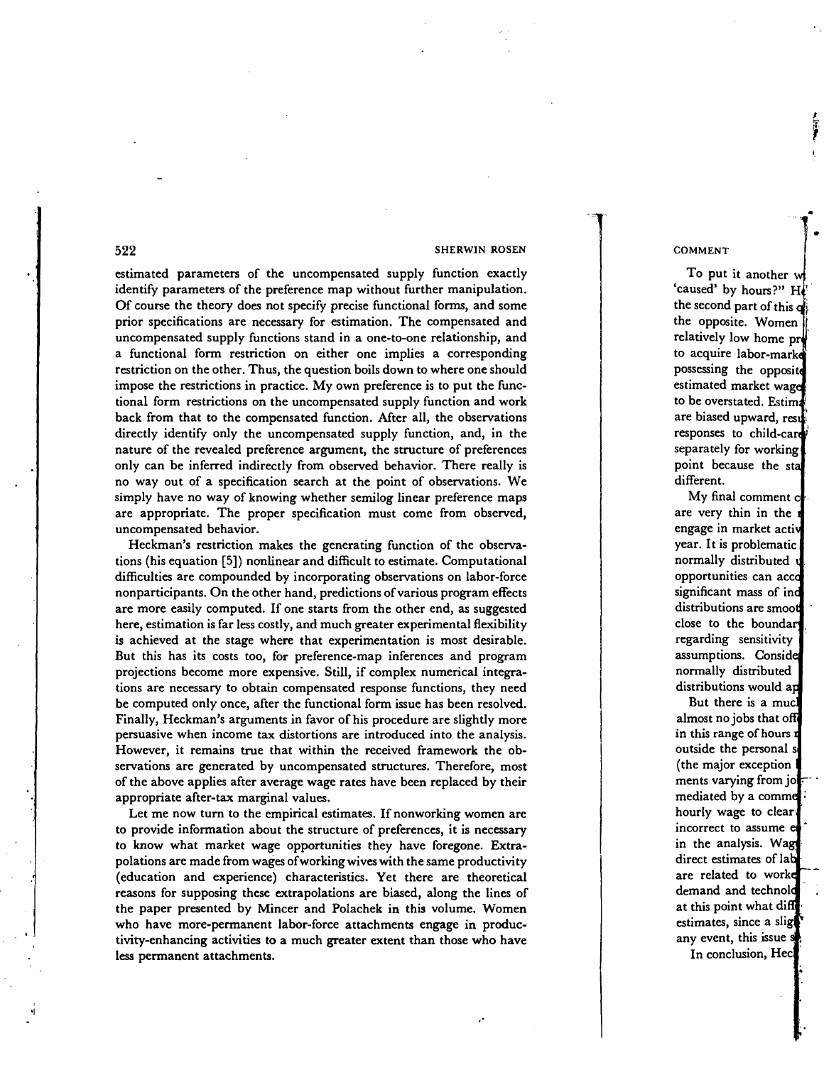estimated parameters of the uncompensated supply function exactly identify parameters of the preference map without further manipulation. Of course the theory does not specify precise functional forms, and some prior specifications are necessary for estimation. The compensated and uncompensated supply functions stand in a one-to-one relationship, and a functional form restriction on either one implies a corresponding restriction on the other. Thus, the question boils down to where one should impose the restrictions in practice. My own preference is to put the functional form restrictions on the uncompensated supply function and work back from that to the compensated function. After all, the observations directly identify only the uncompensated supply function, and, in the nature of the revealed preference argument, the structure of preferences only can be inferred indirectly from observed behavior. There really is no way out of a specification search at the point of observations. We simply have no way of knowing whether semilog linear preference maps are appropriate. The proper specification must come from observed, uncompensated behavior.

Heckman's restriction makes the generating function of the observations (his equation [5]) nonlinear and difficult to estimate. Computational difficulties are compounded by incorporating observations on labor-force nonparticipants. On the other hand, predictions of various program effects are more easily computed. If one starts from the other end, as suggested here, estimation is far less costly, and much greater experimental flexibility is achieved at the stage where that experimentation is most desirable. But this has its costs too, for preference-map inferences and program projections become more expensive. Still, if complex numerical integrations are necessary to obtain compensated response functions, they need be computed only once, after the functional form issue has been resolved. Finally, Heckman's arguments in favor of his procedure are slightly more persuasive when income tax distortions are introduced into the analysis. However, it remains true that within the received framework the observations are generated by uncompensated structures. Therefore, most of the above applies after average wage rates have been replaced by their appropriate after-tax marginal values.

Let me now turn to the empirical estimates. If nonworking women are to provide information about the structure of preferences, it is necessary to know what market wage opportunities they have foregone. Extrapolations are made from wages of working wives with the same productivity (education and experience) characteristics. Yet there are theoretical reasons for supposing these extrapolations are biased, along the lines of the paper presented by Mincer and Polachek in this volume. Women who have more-permanent labor-force attachments engage in productivity-enhancing activities to a much greater extent than those who have less permanent attachments.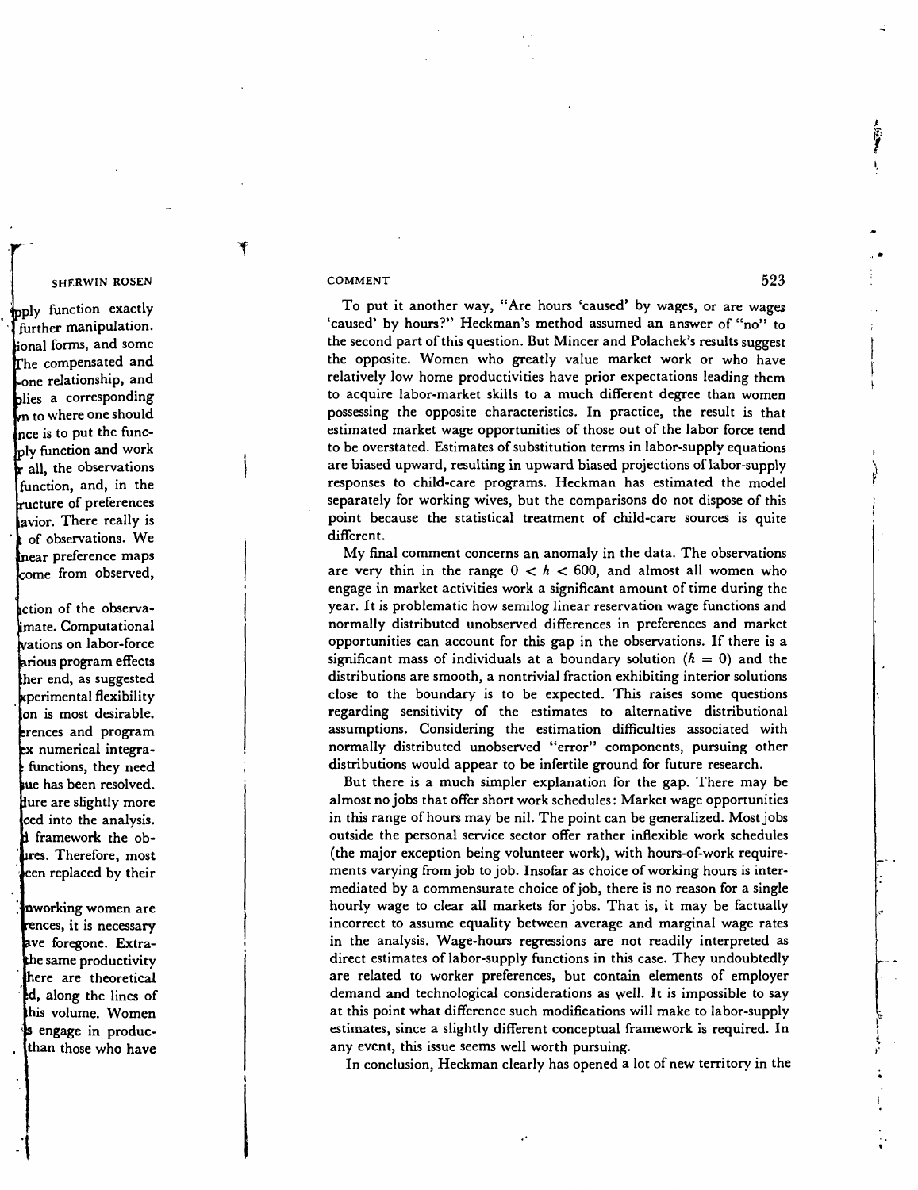To put it another way, "Are hours 'caused' by wages, or are wages 'caused' by hours?" Heckman's method assumed an answer of "no" to the second part of this question. But Mincer and Polachek's results suggest the opposite. Women who greatly value market work or who have relatively low home productivities have prior expectations leading them to acquire labor-market skills to a much different degree than women possessing the opposite characteristics. In practice, the result is that estimated market wage opportunities of those out of the labor force tend to be overstated. Estimates of substitution terms in labor-supply equations are biased upward, resulting in upward biased projections of labor-supply responses to child-care programs. Heckman has estimated the model separately for working wives, but the comparisons do not dispose of this point because the statistical treatment of child-care sources is quite different.

My final comment concerns an anomaly in the data. The observations are very thin in the range $0 < h < 600$, and almost all women who engage in market activities work a significant amount of time during the year. It is problematic how semilog linear reservation wage functions and normally distributed unobserved differences in preferences and market opportunities can account for this gap in the observations. If there is a significant mass of individuals at a boundary solution ($h = 0$) and the distributions are smooth, a nontrivial fraction exhibiting interior solutions close to the boundary is to be expected. This raises some questions regarding sensitivity of the estimates to alternative distributional assumptions. Considering the estimation difficulties associated with normally distributed unobserved "error" components, pursuing other distributions would appear to be infertile ground for future research.

But there is a much simpler explanation for the gap. There may be almost no jobs that offer short work schedules: Market wage opportunities in this range of hours may be nil. The point can be generalized. Most jobs outside the personal service sector offer rather inflexible work schedules (the major exception being volunteer work), with hours-of-work requirements varying from job to job. Insofar as choice of working hours is intermediated by a commensurate choice of job, there is no reason for a single hourly wage to clear all markets for jobs. That is, it may be factually incorrect to assume equality between average and marginal wage rates in the analysis. Wage-hours regressions are not readily interpreted as direct estimates of labor-supply functions in this case. They undoubtedly are related to worker preferences, but contain elements of employer demand and technological considerations as well. It is impossible to say at this point what difference such modifications will make to labor-supply estimates, since a slightly different conceptual framework is required. In any event, this issue seems well worth pursuing.

In conclusion, Heckman clearly has opened a lot of new territory in the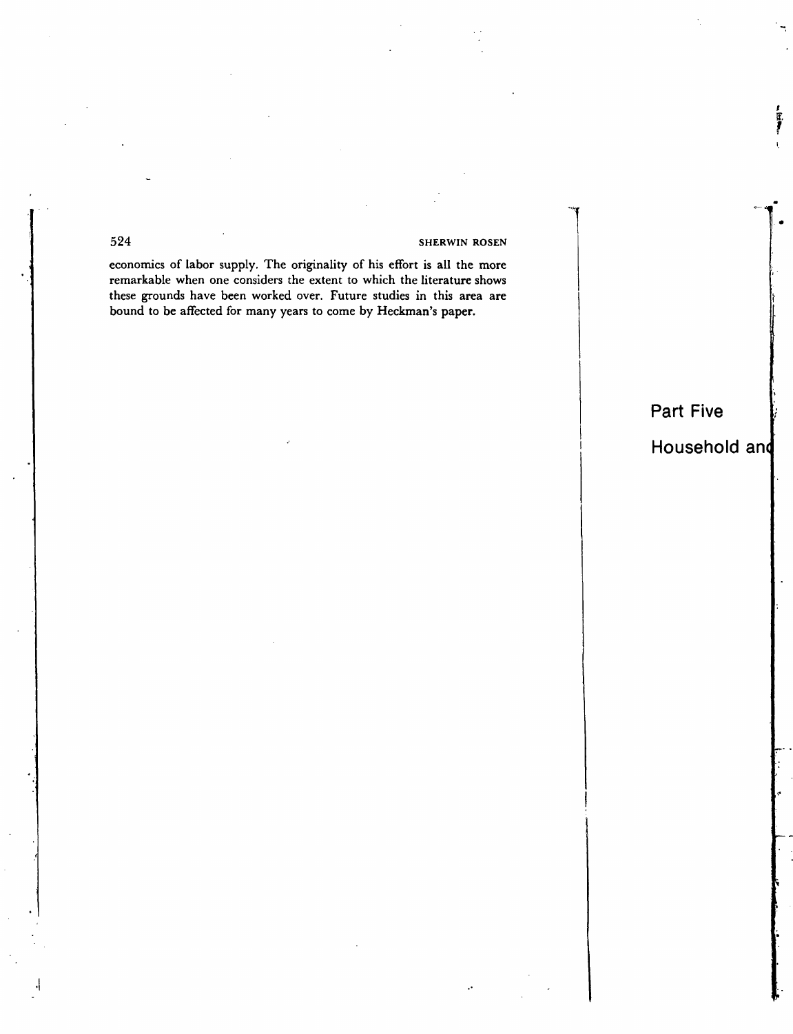economics of labor supply. The originality of his effort is all the more remarkable when one considers the extent to which the literature shows these grounds have been worked over. Future studies in this area are bound to be affected for many years to come by Heckman's paper.

Part Five

Household and